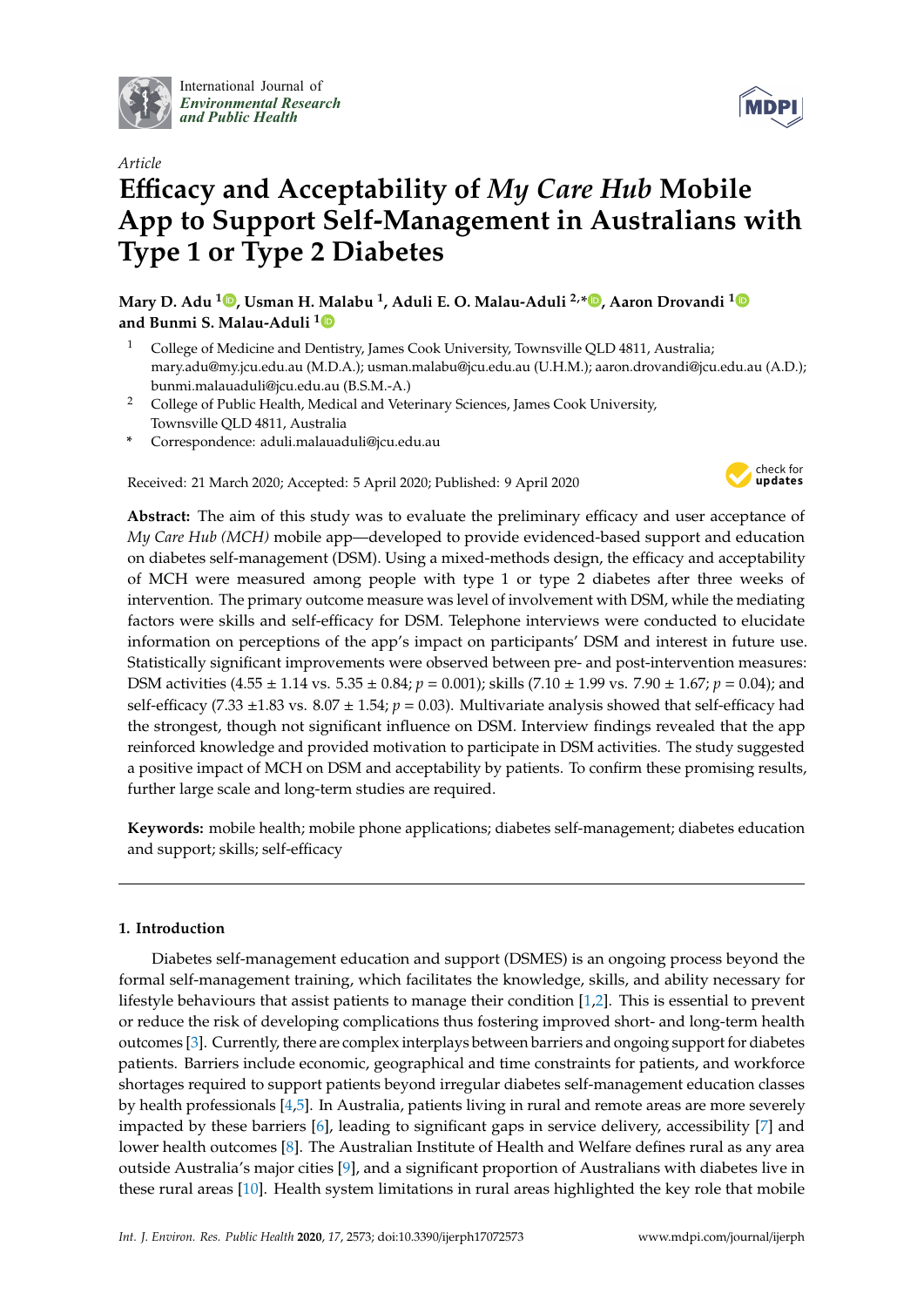*Article*

# Efficacy and Acceptability of *My Care Hub* Mobile App to Support Self-Management in Australians with Type 1 or Type 2 Diabetes

**Mary D. Adu [1], Usman H. Malabu [1], Aduli E. O. Malau-Aduli [2,*], Aaron Drovandi [1] and Bunmi S. Malau-Aduli [1]**

[1] College of Medicine and Dentistry, James Cook University, Townsville QLD 4811, Australia; mary.adu@my.jcu.edu.au (M.D.A.); usman.malabu@jcu.edu.au (U.H.M.); aaron.drovandi@jcu.edu.au (A.D.); bunmi.malauaduli@jcu.edu.au (B.S.M.-A.)

[2] College of Public Health, Medical and Veterinary Sciences, James Cook University, Townsville QLD 4811, Australia

\* Correspondence: aduli.malauaduli@jcu.edu.au

Received: 21 March 2020; Accepted: 5 April 2020; Published: 9 April 2020

**Abstract:** The aim of this study was to evaluate the preliminary efficacy and user acceptance of *My Care Hub (MCH)* mobile app—developed to provide evidenced-based support and education on diabetes self-management (DSM). Using a mixed-methods design, the efficacy and acceptability of MCH were measured among people with type 1 or type 2 diabetes after three weeks of intervention. The primary outcome measure was level of involvement with DSM, while the mediating factors were skills and self-efficacy for DSM. Telephone interviews were conducted to elucidate information on perceptions of the app's impact on participants' DSM and interest in future use. Statistically significant improvements were observed between pre- and post-intervention measures: DSM activities (4.55 ± 1.14 vs. 5.35 ± 0.84; $p = 0.001$); skills (7.10 ± 1.99 vs. 7.90 ± 1.67; $p = 0.04$); and self-efficacy (7.33 ±1.83 vs. 8.07 ± 1.54; $p = 0.03$). Multivariate analysis showed that self-efficacy had the strongest, though not significant influence on DSM. Interview findings revealed that the app reinforced knowledge and provided motivation to participate in DSM activities. The study suggested a positive impact of MCH on DSM and acceptability by patients. To confirm these promising results, further large scale and long-term studies are required.

**Keywords:** mobile health; mobile phone applications; diabetes self-management; diabetes education and support; skills; self-efficacy

## 1. Introduction

Diabetes self-management education and support (DSMES) is an ongoing process beyond the formal self-management training, which facilitates the knowledge, skills, and ability necessary for lifestyle behaviours that assist patients to manage their condition [1,2]. This is essential to prevent or reduce the risk of developing complications thus fostering improved short- and long-term health outcomes [3]. Currently, there are complex interplays between barriers and ongoing support for diabetes patients. Barriers include economic, geographical and time constraints for patients, and workforce shortages required to support patients beyond irregular diabetes self-management education classes by health professionals [4,5]. In Australia, patients living in rural and remote areas are more severely impacted by these barriers [6], leading to significant gaps in service delivery, accessibility [7] and lower health outcomes [8]. The Australian Institute of Health and Welfare defines rural as any area outside Australia's major cities [9], and a significant proportion of Australians with diabetes live in these rural areas [10]. Health system limitations in rural areas highlighted the key role that mobile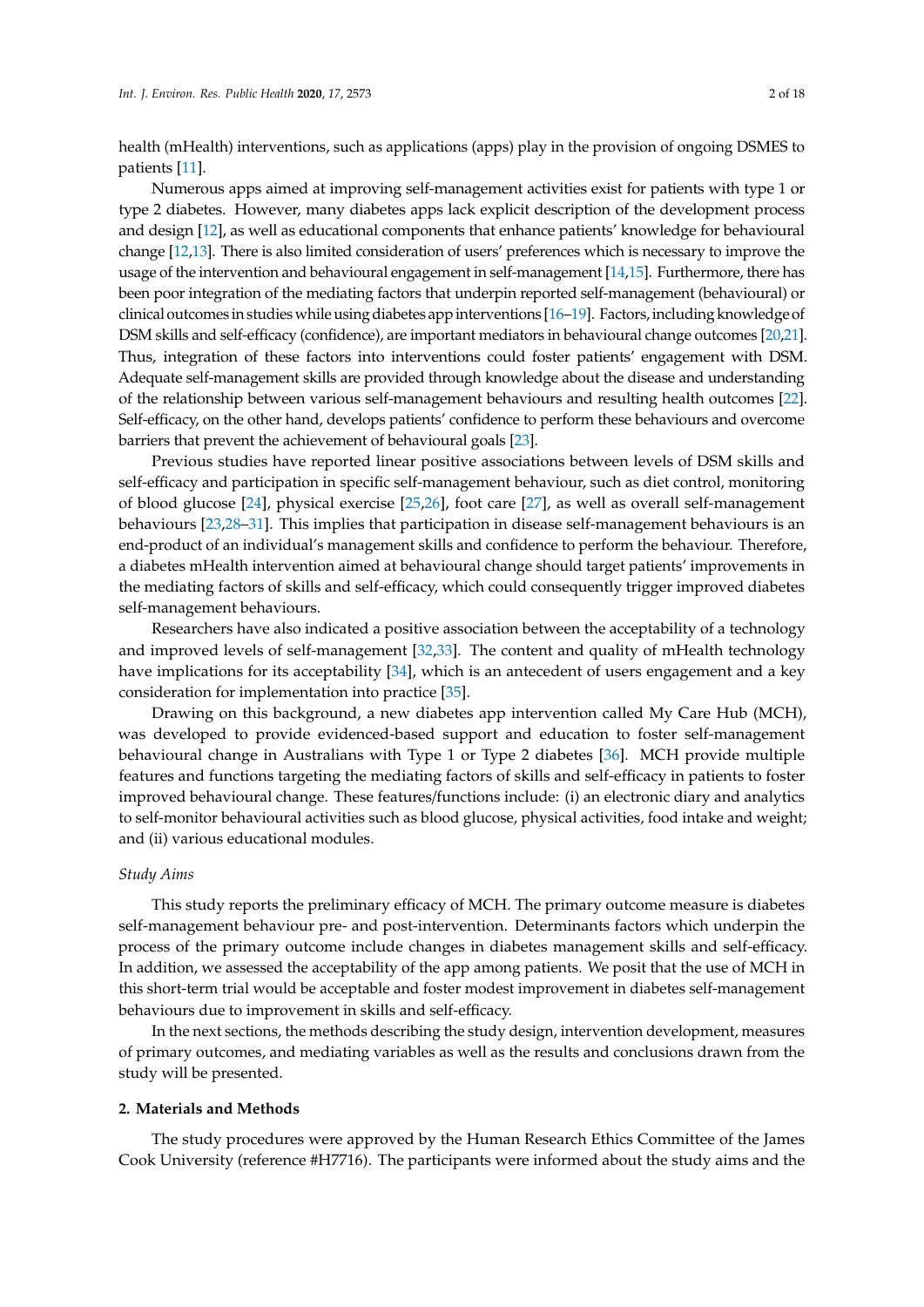health (mHealth) interventions, such as applications (apps) play in the provision of ongoing DSMES to patients [11].

Numerous apps aimed at improving self-management activities exist for patients with type 1 or type 2 diabetes. However, many diabetes apps lack explicit description of the development process and design [12], as well as educational components that enhance patients' knowledge for behavioural change [12,13]. There is also limited consideration of users' preferences which is necessary to improve the usage of the intervention and behavioural engagement in self-management [14,15]. Furthermore, there has been poor integration of the mediating factors that underpin reported self-management (behavioural) or clinical outcomes in studies while using diabetes app interventions [16–19]. Factors, including knowledge of DSM skills and self-efficacy (confidence), are important mediators in behavioural change outcomes [20,21]. Thus, integration of these factors into interventions could foster patients' engagement with DSM. Adequate self-management skills are provided through knowledge about the disease and understanding of the relationship between various self-management behaviours and resulting health outcomes [22]. Self-efficacy, on the other hand, develops patients' confidence to perform these behaviours and overcome barriers that prevent the achievement of behavioural goals [23].

Previous studies have reported linear positive associations between levels of DSM skills and self-efficacy and participation in specific self-management behaviour, such as diet control, monitoring of blood glucose [24], physical exercise [25,26], foot care [27], as well as overall self-management behaviours [23,28–31]. This implies that participation in disease self-management behaviours is an end-product of an individual's management skills and confidence to perform the behaviour. Therefore, a diabetes mHealth intervention aimed at behavioural change should target patients' improvements in the mediating factors of skills and self-efficacy, which could consequently trigger improved diabetes self-management behaviours.

Researchers have also indicated a positive association between the acceptability of a technology and improved levels of self-management [32,33]. The content and quality of mHealth technology have implications for its acceptability [34], which is an antecedent of users engagement and a key consideration for implementation into practice [35].

Drawing on this background, a new diabetes app intervention called My Care Hub (MCH), was developed to provide evidenced-based support and education to foster self-management behavioural change in Australians with Type 1 or Type 2 diabetes [36]. MCH provide multiple features and functions targeting the mediating factors of skills and self-efficacy in patients to foster improved behavioural change. These features/functions include: (i) an electronic diary and analytics to self-monitor behavioural activities such as blood glucose, physical activities, food intake and weight; and (ii) various educational modules.

*Study Aims*

This study reports the preliminary efficacy of MCH. The primary outcome measure is diabetes self-management behaviour pre- and post-intervention. Determinants factors which underpin the process of the primary outcome include changes in diabetes management skills and self-efficacy. In addition, we assessed the acceptability of the app among patients. We posit that the use of MCH in this short-term trial would be acceptable and foster modest improvement in diabetes self-management behaviours due to improvement in skills and self-efficacy.

In the next sections, the methods describing the study design, intervention development, measures of primary outcomes, and mediating variables as well as the results and conclusions drawn from the study will be presented.

## 2. Materials and Methods

The study procedures were approved by the Human Research Ethics Committee of the James Cook University (reference #H7716). The participants were informed about the study aims and the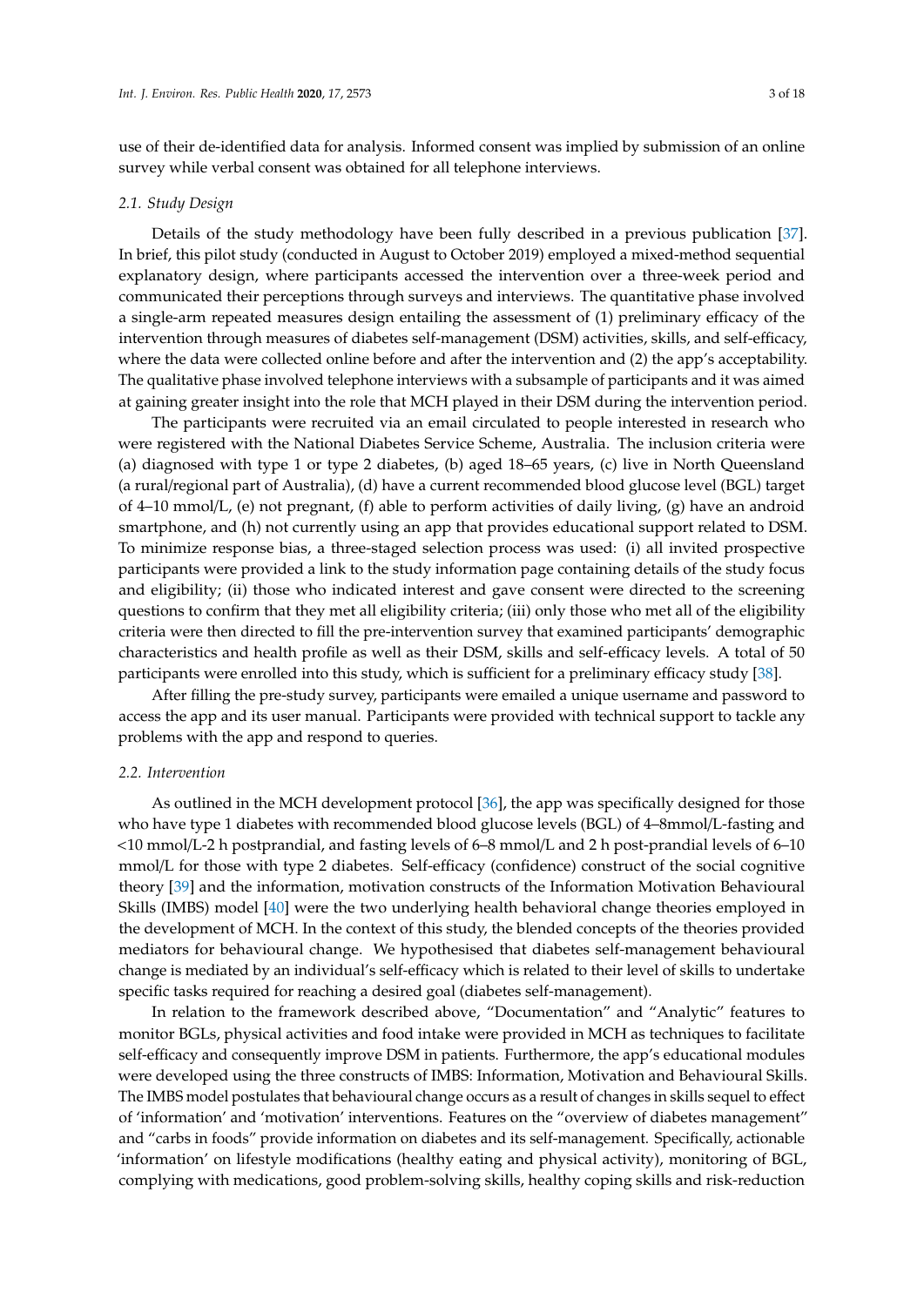use of their de-identified data for analysis. Informed consent was implied by submission of an online survey while verbal consent was obtained for all telephone interviews.

### *2.1. Study Design*

Details of the study methodology have been fully described in a previous publication [37]. In brief, this pilot study (conducted in August to October 2019) employed a mixed-method sequential explanatory design, where participants accessed the intervention over a three-week period and communicated their perceptions through surveys and interviews. The quantitative phase involved a single-arm repeated measures design entailing the assessment of (1) preliminary efficacy of the intervention through measures of diabetes self-management (DSM) activities, skills, and self-efficacy, where the data were collected online before and after the intervention and (2) the app's acceptability. The qualitative phase involved telephone interviews with a subsample of participants and it was aimed at gaining greater insight into the role that MCH played in their DSM during the intervention period.

The participants were recruited via an email circulated to people interested in research who were registered with the National Diabetes Service Scheme, Australia. The inclusion criteria were (a) diagnosed with type 1 or type 2 diabetes, (b) aged 18–65 years, (c) live in North Queensland (a rural/regional part of Australia), (d) have a current recommended blood glucose level (BGL) target of 4–10 mmol/L, (e) not pregnant, (f) able to perform activities of daily living, (g) have an android smartphone, and (h) not currently using an app that provides educational support related to DSM. To minimize response bias, a three-staged selection process was used: (i) all invited prospective participants were provided a link to the study information page containing details of the study focus and eligibility; (ii) those who indicated interest and gave consent were directed to the screening questions to confirm that they met all eligibility criteria; (iii) only those who met all of the eligibility criteria were then directed to fill the pre-intervention survey that examined participants' demographic characteristics and health profile as well as their DSM, skills and self-efficacy levels. A total of 50 participants were enrolled into this study, which is sufficient for a preliminary efficacy study [38].

After filling the pre-study survey, participants were emailed a unique username and password to access the app and its user manual. Participants were provided with technical support to tackle any problems with the app and respond to queries.

### *2.2. Intervention*

As outlined in the MCH development protocol [36], the app was specifically designed for those who have type 1 diabetes with recommended blood glucose levels (BGL) of 4–8mmol/L-fasting and <10 mmol/L-2 h postprandial, and fasting levels of 6–8 mmol/L and 2 h post-prandial levels of 6–10 mmol/L for those with type 2 diabetes. Self-efficacy (confidence) construct of the social cognitive theory [39] and the information, motivation constructs of the Information Motivation Behavioural Skills (IMBS) model [40] were the two underlying health behavioral change theories employed in the development of MCH. In the context of this study, the blended concepts of the theories provided mediators for behavioural change. We hypothesised that diabetes self-management behavioural change is mediated by an individual's self-efficacy which is related to their level of skills to undertake specific tasks required for reaching a desired goal (diabetes self-management).

In relation to the framework described above, "Documentation" and "Analytic" features to monitor BGLs, physical activities and food intake were provided in MCH as techniques to facilitate self-efficacy and consequently improve DSM in patients. Furthermore, the app's educational modules were developed using the three constructs of IMBS: Information, Motivation and Behavioural Skills. The IMBS model postulates that behavioural change occurs as a result of changes in skills sequel to effect of 'information' and 'motivation' interventions. Features on the "overview of diabetes management" and "carbs in foods" provide information on diabetes and its self-management. Specifically, actionable 'information' on lifestyle modifications (healthy eating and physical activity), monitoring of BGL, complying with medications, good problem-solving skills, healthy coping skills and risk-reduction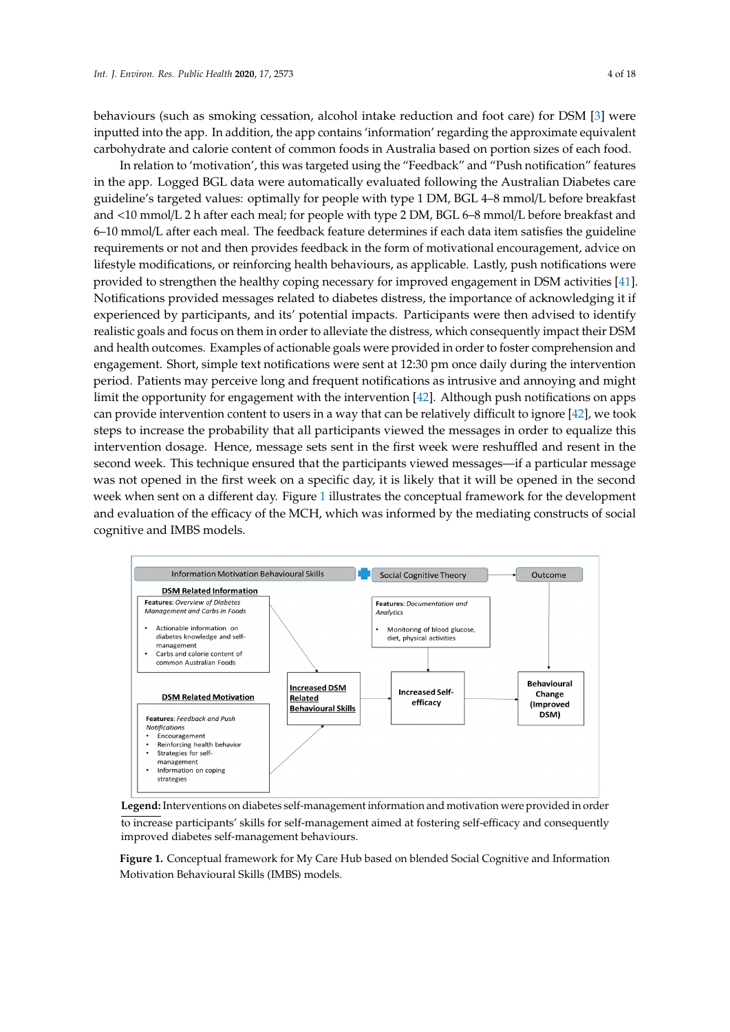behaviours (such as smoking cessation, alcohol intake reduction and foot care) for DSM [3] were inputted into the app. In addition, the app contains 'information' regarding the approximate equivalent carbohydrate and calorie content of common foods in Australia based on portion sizes of each food.

In relation to 'motivation', this was targeted using the "Feedback" and "Push notification" features in the app. Logged BGL data were automatically evaluated following the Australian Diabetes care guideline's targeted values: optimally for people with type 1 DM, BGL 4–8 mmol/L before breakfast and <10 mmol/L 2 h after each meal; for people with type 2 DM, BGL 6–8 mmol/L before breakfast and 6–10 mmol/L after each meal. The feedback feature determines if each data item satisfies the guideline requirements or not and then provides feedback in the form of motivational encouragement, advice on lifestyle modifications, or reinforcing health behaviours, as applicable. Lastly, push notifications were provided to strengthen the healthy coping necessary for improved engagement in DSM activities [41]. Notifications provided messages related to diabetes distress, the importance of acknowledging it if experienced by participants, and its' potential impacts. Participants were then advised to identify realistic goals and focus on them in order to alleviate the distress, which consequently impact their DSM and health outcomes. Examples of actionable goals were provided in order to foster comprehension and engagement. Short, simple text notifications were sent at 12:30 pm once daily during the intervention period. Patients may perceive long and frequent notifications as intrusive and annoying and might limit the opportunity for engagement with the intervention [42]. Although push notifications on apps can provide intervention content to users in a way that can be relatively difficult to ignore [42], we took steps to increase the probability that all participants viewed the messages in order to equalize this intervention dosage. Hence, message sets sent in the first week were reshuffled and resent in the second week. This technique ensured that the participants viewed messages—if a particular message was not opened in the first week on a specific day, it is likely that it will be opened in the second week when sent on a different day. Figure 1 illustrates the conceptual framework for the development and evaluation of the efficacy of the MCH, which was informed by the mediating constructs of social cognitive and IMBS models.

**Legend:** Interventions on diabetes self-management information and motivation were provided in order to increase participants' skills for self-management aimed at fostering self-efficacy and consequently improved diabetes self-management behaviours.

**Figure 1.** Conceptual framework for My Care Hub based on blended Social Cognitive and Information Motivation Behavioural Skills (IMBS) models.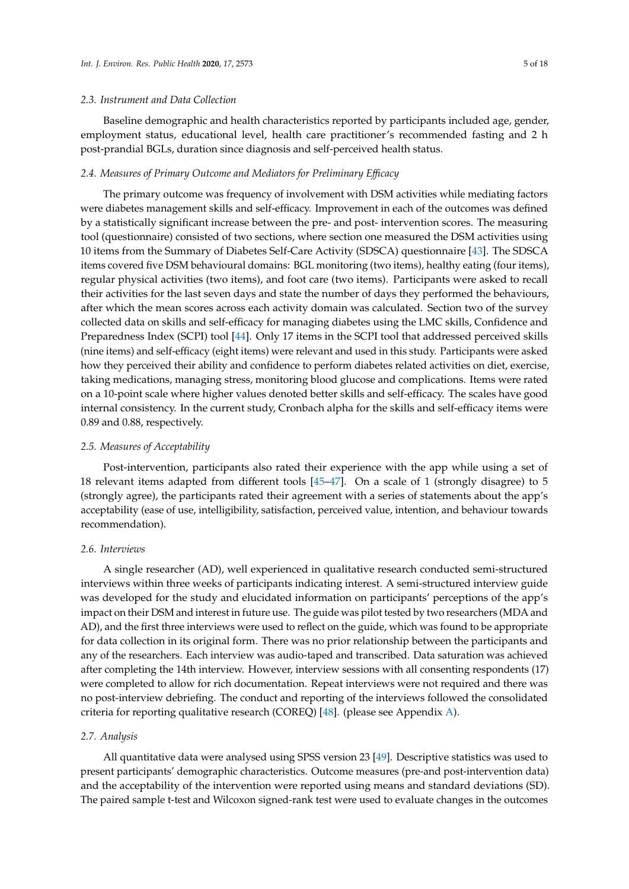### 2.3. Instrument and Data Collection

Baseline demographic and health characteristics reported by participants included age, gender, employment status, educational level, health care practitioner's recommended fasting and 2 h post-prandial BGLs, duration since diagnosis and self-perceived health status.

### 2.4. Measures of Primary Outcome and Mediators for Preliminary Efficacy

The primary outcome was frequency of involvement with DSM activities while mediating factors were diabetes management skills and self-efficacy. Improvement in each of the outcomes was defined by a statistically significant increase between the pre- and post- intervention scores. The measuring tool (questionnaire) consisted of two sections, where section one measured the DSM activities using 10 items from the Summary of Diabetes Self-Care Activity (SDSCA) questionnaire [43]. The SDSCA items covered five DSM behavioural domains: BGL monitoring (two items), healthy eating (four items), regular physical activities (two items), and foot care (two items). Participants were asked to recall their activities for the last seven days and state the number of days they performed the behaviours, after which the mean scores across each activity domain was calculated. Section two of the survey collected data on skills and self-efficacy for managing diabetes using the LMC skills, Confidence and Preparedness Index (SCPI) tool [44]. Only 17 items in the SCPI tool that addressed perceived skills (nine items) and self-efficacy (eight items) were relevant and used in this study. Participants were asked how they perceived their ability and confidence to perform diabetes related activities on diet, exercise, taking medications, managing stress, monitoring blood glucose and complications. Items were rated on a 10-point scale where higher values denoted better skills and self-efficacy. The scales have good internal consistency. In the current study, Cronbach alpha for the skills and self-efficacy items were 0.89 and 0.88, respectively.

### 2.5. Measures of Acceptability

Post-intervention, participants also rated their experience with the app while using a set of 18 relevant items adapted from different tools [45–47]. On a scale of 1 (strongly disagree) to 5 (strongly agree), the participants rated their agreement with a series of statements about the app's acceptability (ease of use, intelligibility, satisfaction, perceived value, intention, and behaviour towards recommendation).

### 2.6. Interviews

A single researcher (AD), well experienced in qualitative research conducted semi-structured interviews within three weeks of participants indicating interest. A semi-structured interview guide was developed for the study and elucidated information on participants' perceptions of the app's impact on their DSM and interest in future use. The guide was pilot tested by two researchers (MDA and AD), and the first three interviews were used to reflect on the guide, which was found to be appropriate for data collection in its original form. There was no prior relationship between the participants and any of the researchers. Each interview was audio-taped and transcribed. Data saturation was achieved after completing the 14th interview. However, interview sessions with all consenting respondents (17) were completed to allow for rich documentation. Repeat interviews were not required and there was no post-interview debriefing. The conduct and reporting of the interviews followed the consolidated criteria for reporting qualitative research (COREQ) [48]. (please see Appendix A).

### 2.7. Analysis

All quantitative data were analysed using SPSS version 23 [49]. Descriptive statistics was used to present participants' demographic characteristics. Outcome measures (pre-and post-intervention data) and the acceptability of the intervention were reported using means and standard deviations (SD). The paired sample t-test and Wilcoxon signed-rank test were used to evaluate changes in the outcomes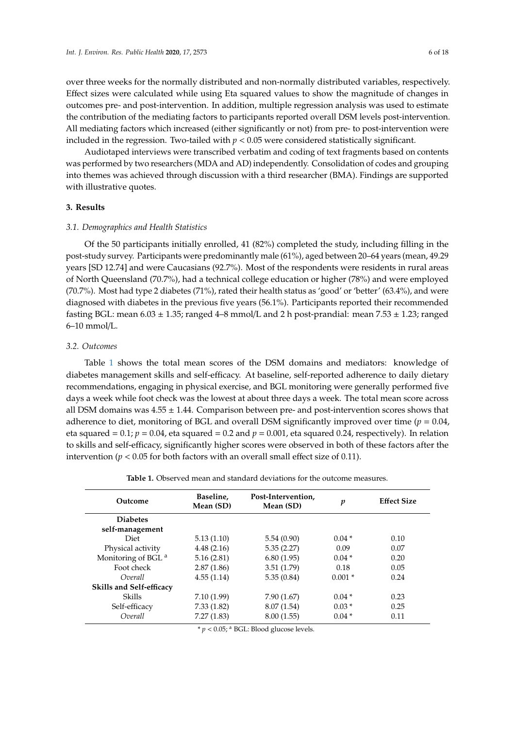over three weeks for the normally distributed and non-normally distributed variables, respectively. Effect sizes were calculated while using Eta squared values to show the magnitude of changes in outcomes pre- and post-intervention. In addition, multiple regression analysis was used to estimate the contribution of the mediating factors to participants reported overall DSM levels post-intervention. All mediating factors which increased (either significantly or not) from pre- to post-intervention were included in the regression. Two-tailed with $p < 0.05$ were considered statistically significant.

Audiotaped interviews were transcribed verbatim and coding of text fragments based on contents was performed by two researchers (MDA and AD) independently. Consolidation of codes and grouping into themes was achieved through discussion with a third researcher (BMA). Findings are supported with illustrative quotes.

## 3. Results

### 3.1. Demographics and Health Statistics

Of the 50 participants initially enrolled, 41 (82%) completed the study, including filling in the post-study survey. Participants were predominantly male (61%), aged between 20–64 years (mean, 49.29 years [SD 12.74] and were Caucasians (92.7%). Most of the respondents were residents in rural areas of North Queensland (70.7%), had a technical college education or higher (78%) and were employed (70.7%). Most had type 2 diabetes (71%), rated their health status as 'good' or 'better' (63.4%), and were diagnosed with diabetes in the previous five years (56.1%). Participants reported their recommended fasting BGL: mean $6.03 \pm 1.35$; ranged 4–8 mmol/L and 2 h post-prandial: mean $7.53 \pm 1.23$; ranged 6–10 mmol/L.

### 3.2. Outcomes

Table 1 shows the total mean scores of the DSM domains and mediators: knowledge of diabetes management skills and self-efficacy. At baseline, self-reported adherence to daily dietary recommendations, engaging in physical exercise, and BGL monitoring were generally performed five days a week while foot check was the lowest at about three days a week. The total mean score across all DSM domains was $4.55 \pm 1.44$. Comparison between pre- and post-intervention scores shows that adherence to diet, monitoring of BGL and overall DSM significantly improved over time ($p = 0.04$, eta squared = 0.1; $p = 0.04$, eta squared = 0.2 and $p = 0.001$, eta squared 0.24, respectively). In relation to skills and self-efficacy, significantly higher scores were observed in both of these factors after the intervention ($p < 0.05$ for both factors with an overall small effect size of 0.11).

**Table 1.** Observed mean and standard deviations for the outcome measures.

| Outcome | Baseline, Mean (SD) | Post-Intervention, Mean (SD) | $p$ | Effect Size |
|---|---|---|---|---|
| **Diabetes self-management** | | | | |
| Diet | 5.13 (1.10) | 5.54 (0.90) | 0.04 * | 0.10 |
| Physical activity | 4.48 (2.16) | 5.35 (2.27) | 0.09 | 0.07 |
| Monitoring of BGL [a] | 5.16 (2.81) | 6.80 (1.95) | 0.04 * | 0.20 |
| Foot check | 2.87 (1.86) | 3.51 (1.79) | 0.18 | 0.05 |
| *Overall* | 4.55 (1.14) | 5.35 (0.84) | 0.001 * | 0.24 |
| **Skills and Self-efficacy** | | | | |
| Skills | 7.10 (1.99) | 7.90 (1.67) | 0.04 * | 0.23 |
| Self-efficacy | 7.33 (1.82) | 8.07 (1.54) | 0.03 * | 0.25 |
| *Overall* | 7.27 (1.83) | 8.00 (1.55) | 0.04 * | 0.11 |

* $p < 0.05$; [a] BGL: Blood glucose levels.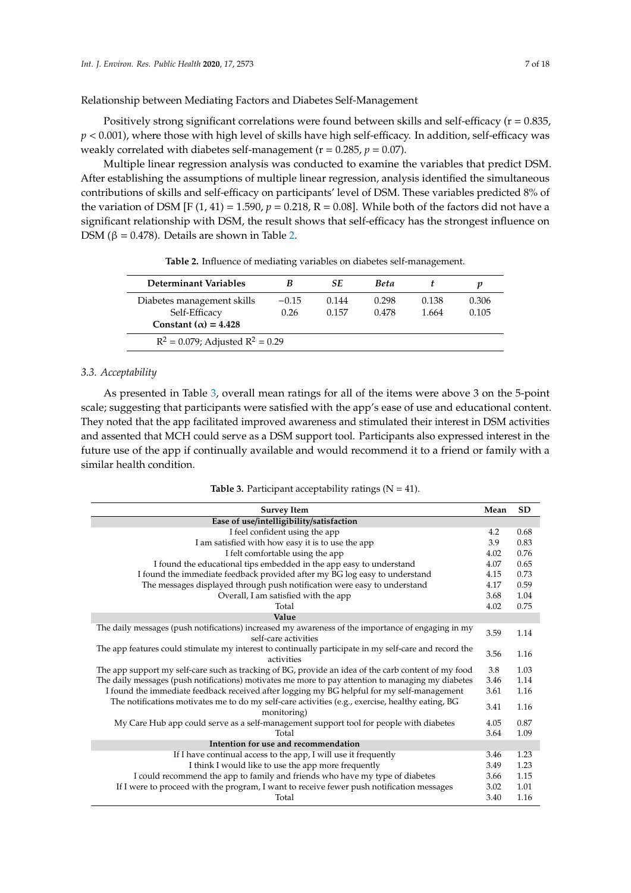Relationship between Mediating Factors and Diabetes Self-Management

Positively strong significant correlations were found between skills and self-efficacy (r = 0.835, $p < 0.001$), where those with high level of skills have high self-efficacy. In addition, self-efficacy was weakly correlated with diabetes self-management (r = 0.285, $p = 0.07$).

Multiple linear regression analysis was conducted to examine the variables that predict DSM. After establishing the assumptions of multiple linear regression, analysis identified the simultaneous contributions of skills and self-efficacy on participants' level of DSM. These variables predicted 8% of the variation of DSM [F (1, 41) = 1.590, $p = 0.218$, R = 0.08]. While both of the factors did not have a significant relationship with DSM, the result shows that self-efficacy has the strongest influence on DSM (β = 0.478). Details are shown in Table 2.

**Table 2.** Influence of mediating variables on diabetes self-management.

| Determinant Variables | *B* | *SE* | *Beta* | *t* | *p* |
|---|---|---|---|---|---|
| Diabetes management skills | −0.15 | 0.144 | 0.298 | 0.138 | 0.306 |
| Self-Efficacy | 0.26 | 0.157 | 0.478 | 1.664 | 0.105 |
| **Constant (α) = 4.428** | | | | | |
| $R^2 = 0.079$; Adjusted $R^2 = 0.29$ | | | | | |

### *3.3. Acceptability*

As presented in Table 3, overall mean ratings for all of the items were above 3 on the 5-point scale; suggesting that participants were satisfied with the app's ease of use and educational content. They noted that the app facilitated improved awareness and stimulated their interest in DSM activities and assented that MCH could serve as a DSM support tool. Participants also expressed interest in the future use of the app if continually available and would recommend it to a friend or family with a similar health condition.

**Table 3.** Participant acceptability ratings (N = 41).

| Survey Item | Mean | SD |
|---|---|---|
| **Ease of use/intelligibility/satisfaction** | | |
| I feel confident using the app | 4.2 | 0.68 |
| I am satisfied with how easy it is to use the app | 3.9 | 0.83 |
| I felt comfortable using the app | 4.02 | 0.76 |
| I found the educational tips embedded in the app easy to understand | 4.07 | 0.65 |
| I found the immediate feedback provided after my BG log easy to understand | 4.15 | 0.73 |
| The messages displayed through push notification were easy to understand | 4.17 | 0.59 |
| Overall, I am satisfied with the app | 3.68 | 1.04 |
| Total | 4.02 | 0.75 |
| **Value** | | |
| The daily messages (push notifications) increased my awareness of the importance of engaging in my self-care activities | 3.59 | 1.14 |
| The app features could stimulate my interest to continually participate in my self-care and record the activities | 3.56 | 1.16 |
| The app support my self-care such as tracking of BG, provide an idea of the carb content of my food | 3.8 | 1.03 |
| The daily messages (push notifications) motivates me more to pay attention to managing my diabetes | 3.46 | 1.14 |
| I found the immediate feedback received after logging my BG helpful for my self-management | 3.61 | 1.16 |
| The notifications motivates me to do my self-care activities (e.g., exercise, healthy eating, BG monitoring) | 3.41 | 1.16 |
| My Care Hub app could serve as a self-management support tool for people with diabetes | 4.05 | 0.87 |
| Total | 3.64 | 1.09 |
| **Intention for use and recommendation** | | |
| If I have continual access to the app, I will use it frequently | 3.46 | 1.23 |
| I think I would like to use the app more frequently | 3.49 | 1.23 |
| I could recommend the app to family and friends who have my type of diabetes | 3.66 | 1.15 |
| If I were to proceed with the program, I want to receive fewer push notification messages | 3.02 | 1.01 |
| Total | 3.40 | 1.16 |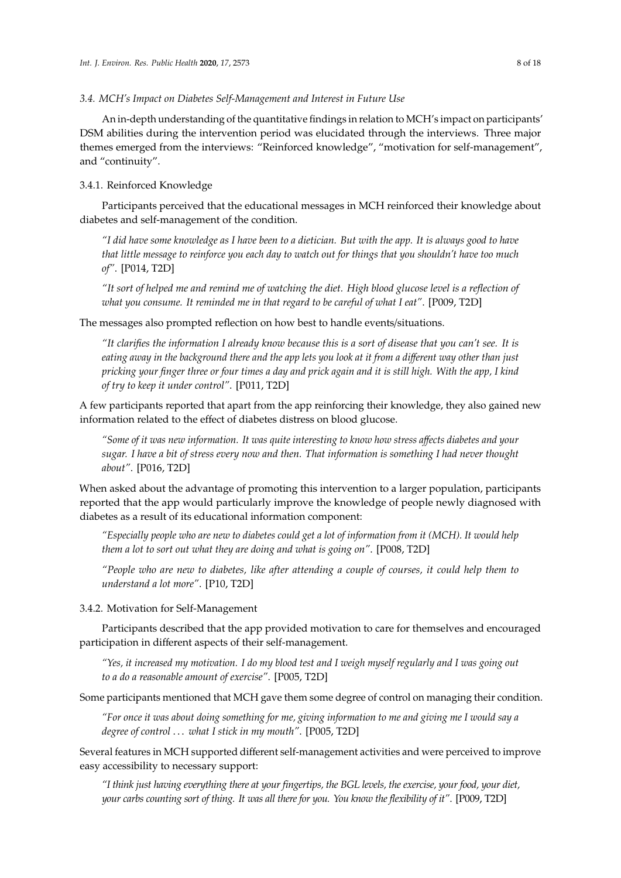### 3.4. MCH's Impact on Diabetes Self-Management and Interest in Future Use

An in-depth understanding of the quantitative findings in relation to MCH's impact on participants' DSM abilities during the intervention period was elucidated through the interviews. Three major themes emerged from the interviews: "Reinforced knowledge", "motivation for self-management", and "continuity".

#### 3.4.1. Reinforced Knowledge

Participants perceived that the educational messages in MCH reinforced their knowledge about diabetes and self-management of the condition.

> *"I did have some knowledge as I have been to a dietician. But with the app. It is always good to have that little message to reinforce you each day to watch out for things that you shouldn't have too much of"*. [P014, T2D]

> *"It sort of helped me and remind me of watching the diet. High blood glucose level is a reflection of what you consume. It reminded me in that regard to be careful of what I eat"*. [P009, T2D]

The messages also prompted reflection on how best to handle events/situations.

> *"It clarifies the information I already know because this is a sort of disease that you can't see. It is eating away in the background there and the app lets you look at it from a different way other than just pricking your finger three or four times a day and prick again and it is still high. With the app, I kind of try to keep it under control"*. [P011, T2D]

A few participants reported that apart from the app reinforcing their knowledge, they also gained new information related to the effect of diabetes distress on blood glucose.

> *"Some of it was new information. It was quite interesting to know how stress affects diabetes and your sugar. I have a bit of stress every now and then. That information is something I had never thought about"*. [P016, T2D]

When asked about the advantage of promoting this intervention to a larger population, participants reported that the app would particularly improve the knowledge of people newly diagnosed with diabetes as a result of its educational information component:

> *"Especially people who are new to diabetes could get a lot of information from it (MCH). It would help them a lot to sort out what they are doing and what is going on"*. [P008, T2D]

> *"People who are new to diabetes, like after attending a couple of courses, it could help them to understand a lot more"*. [P10, T2D]

#### 3.4.2. Motivation for Self-Management

Participants described that the app provided motivation to care for themselves and encouraged participation in different aspects of their self-management.

> *"Yes, it increased my motivation. I do my blood test and I weigh myself regularly and I was going out to a do a reasonable amount of exercise"*. [P005, T2D]

Some participants mentioned that MCH gave them some degree of control on managing their condition.

> *"For once it was about doing something for me, giving information to me and giving me I would say a degree of control … what I stick in my mouth"*. [P005, T2D]

Several features in MCH supported different self-management activities and were perceived to improve easy accessibility to necessary support:

> *"I think just having everything there at your fingertips, the BGL levels, the exercise, your food, your diet, your carbs counting sort of thing. It was all there for you. You know the flexibility of it"*. [P009, T2D]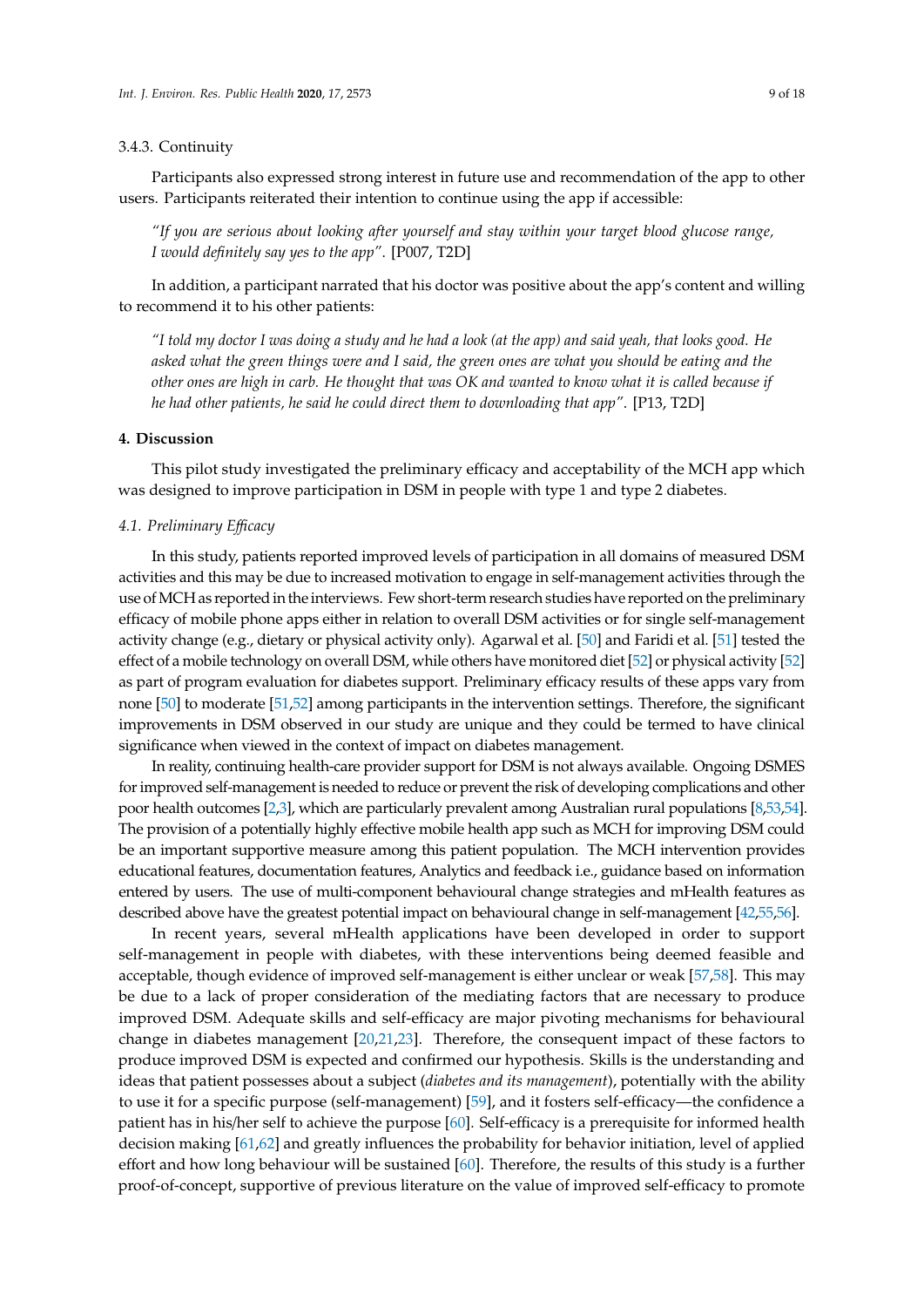#### 3.4.3. Continuity

Participants also expressed strong interest in future use and recommendation of the app to other users. Participants reiterated their intention to continue using the app if accessible:

> *"If you are serious about looking after yourself and stay within your target blood glucose range, I would definitely say yes to the app"*. [P007, T2D]

In addition, a participant narrated that his doctor was positive about the app's content and willing to recommend it to his other patients:

> *"I told my doctor I was doing a study and he had a look (at the app) and said yeah, that looks good. He asked what the green things were and I said, the green ones are what you should be eating and the other ones are high in carb. He thought that was OK and wanted to know what it is called because if he had other patients, he said he could direct them to downloading that app"*. [P13, T2D]

## 4. Discussion

This pilot study investigated the preliminary efficacy and acceptability of the MCH app which was designed to improve participation in DSM in people with type 1 and type 2 diabetes.

### *4.1. Preliminary Efficacy*

In this study, patients reported improved levels of participation in all domains of measured DSM activities and this may be due to increased motivation to engage in self-management activities through the use of MCH as reported in the interviews. Few short-term research studies have reported on the preliminary efficacy of mobile phone apps either in relation to overall DSM activities or for single self-management activity change (e.g., dietary or physical activity only). Agarwal et al. [50] and Faridi et al. [51] tested the effect of a mobile technology on overall DSM, while others have monitored diet [52] or physical activity [52] as part of program evaluation for diabetes support. Preliminary efficacy results of these apps vary from none [50] to moderate [51,52] among participants in the intervention settings. Therefore, the significant improvements in DSM observed in our study are unique and they could be termed to have clinical significance when viewed in the context of impact on diabetes management.

In reality, continuing health-care provider support for DSM is not always available. Ongoing DSMES for improved self-management is needed to reduce or prevent the risk of developing complications and other poor health outcomes [2,3], which are particularly prevalent among Australian rural populations [8,53,54]. The provision of a potentially highly effective mobile health app such as MCH for improving DSM could be an important supportive measure among this patient population. The MCH intervention provides educational features, documentation features, Analytics and feedback i.e., guidance based on information entered by users. The use of multi-component behavioural change strategies and mHealth features as described above have the greatest potential impact on behavioural change in self-management [42,55,56].

In recent years, several mHealth applications have been developed in order to support self-management in people with diabetes, with these interventions being deemed feasible and acceptable, though evidence of improved self-management is either unclear or weak [57,58]. This may be due to a lack of proper consideration of the mediating factors that are necessary to produce improved DSM. Adequate skills and self-efficacy are major pivoting mechanisms for behavioural change in diabetes management [20,21,23]. Therefore, the consequent impact of these factors to produce improved DSM is expected and confirmed our hypothesis. Skills is the understanding and ideas that patient possesses about a subject (*diabetes and its management*), potentially with the ability to use it for a specific purpose (self-management) [59], and it fosters self-efficacy—the confidence a patient has in his/her self to achieve the purpose [60]. Self-efficacy is a prerequisite for informed health decision making [61,62] and greatly influences the probability for behavior initiation, level of applied effort and how long behaviour will be sustained [60]. Therefore, the results of this study is a further proof-of-concept, supportive of previous literature on the value of improved self-efficacy to promote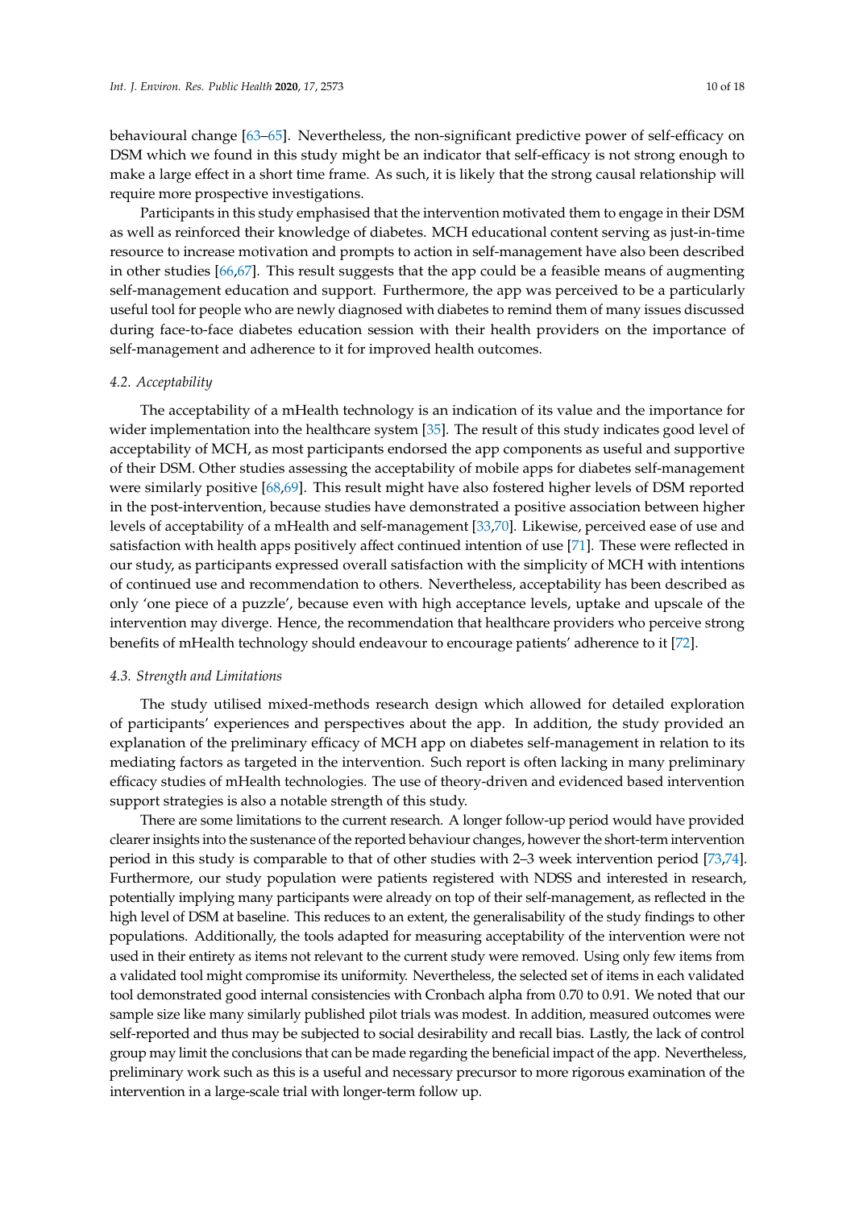behavioural change [63–65]. Nevertheless, the non-significant predictive power of self-efficacy on DSM which we found in this study might be an indicator that self-efficacy is not strong enough to make a large effect in a short time frame. As such, it is likely that the strong causal relationship will require more prospective investigations.

Participants in this study emphasised that the intervention motivated them to engage in their DSM as well as reinforced their knowledge of diabetes. MCH educational content serving as just-in-time resource to increase motivation and prompts to action in self-management have also been described in other studies [66,67]. This result suggests that the app could be a feasible means of augmenting self-management education and support. Furthermore, the app was perceived to be a particularly useful tool for people who are newly diagnosed with diabetes to remind them of many issues discussed during face-to-face diabetes education session with their health providers on the importance of self-management and adherence to it for improved health outcomes.

### *4.2. Acceptability*

The acceptability of a mHealth technology is an indication of its value and the importance for wider implementation into the healthcare system [35]. The result of this study indicates good level of acceptability of MCH, as most participants endorsed the app components as useful and supportive of their DSM. Other studies assessing the acceptability of mobile apps for diabetes self-management were similarly positive [68,69]. This result might have also fostered higher levels of DSM reported in the post-intervention, because studies have demonstrated a positive association between higher levels of acceptability of a mHealth and self-management [33,70]. Likewise, perceived ease of use and satisfaction with health apps positively affect continued intention of use [71]. These were reflected in our study, as participants expressed overall satisfaction with the simplicity of MCH with intentions of continued use and recommendation to others. Nevertheless, acceptability has been described as only 'one piece of a puzzle', because even with high acceptance levels, uptake and upscale of the intervention may diverge. Hence, the recommendation that healthcare providers who perceive strong benefits of mHealth technology should endeavour to encourage patients' adherence to it [72].

### *4.3. Strength and Limitations*

The study utilised mixed-methods research design which allowed for detailed exploration of participants' experiences and perspectives about the app. In addition, the study provided an explanation of the preliminary efficacy of MCH app on diabetes self-management in relation to its mediating factors as targeted in the intervention. Such report is often lacking in many preliminary efficacy studies of mHealth technologies. The use of theory-driven and evidenced based intervention support strategies is also a notable strength of this study.

There are some limitations to the current research. A longer follow-up period would have provided clearer insights into the sustenance of the reported behaviour changes, however the short-term intervention period in this study is comparable to that of other studies with 2–3 week intervention period [73,74]. Furthermore, our study population were patients registered with NDSS and interested in research, potentially implying many participants were already on top of their self-management, as reflected in the high level of DSM at baseline. This reduces to an extent, the generalisability of the study findings to other populations. Additionally, the tools adapted for measuring acceptability of the intervention were not used in their entirety as items not relevant to the current study were removed. Using only few items from a validated tool might compromise its uniformity. Nevertheless, the selected set of items in each validated tool demonstrated good internal consistencies with Cronbach alpha from 0.70 to 0.91. We noted that our sample size like many similarly published pilot trials was modest. In addition, measured outcomes were self-reported and thus may be subjected to social desirability and recall bias. Lastly, the lack of control group may limit the conclusions that can be made regarding the beneficial impact of the app. Nevertheless, preliminary work such as this is a useful and necessary precursor to more rigorous examination of the intervention in a large-scale trial with longer-term follow up.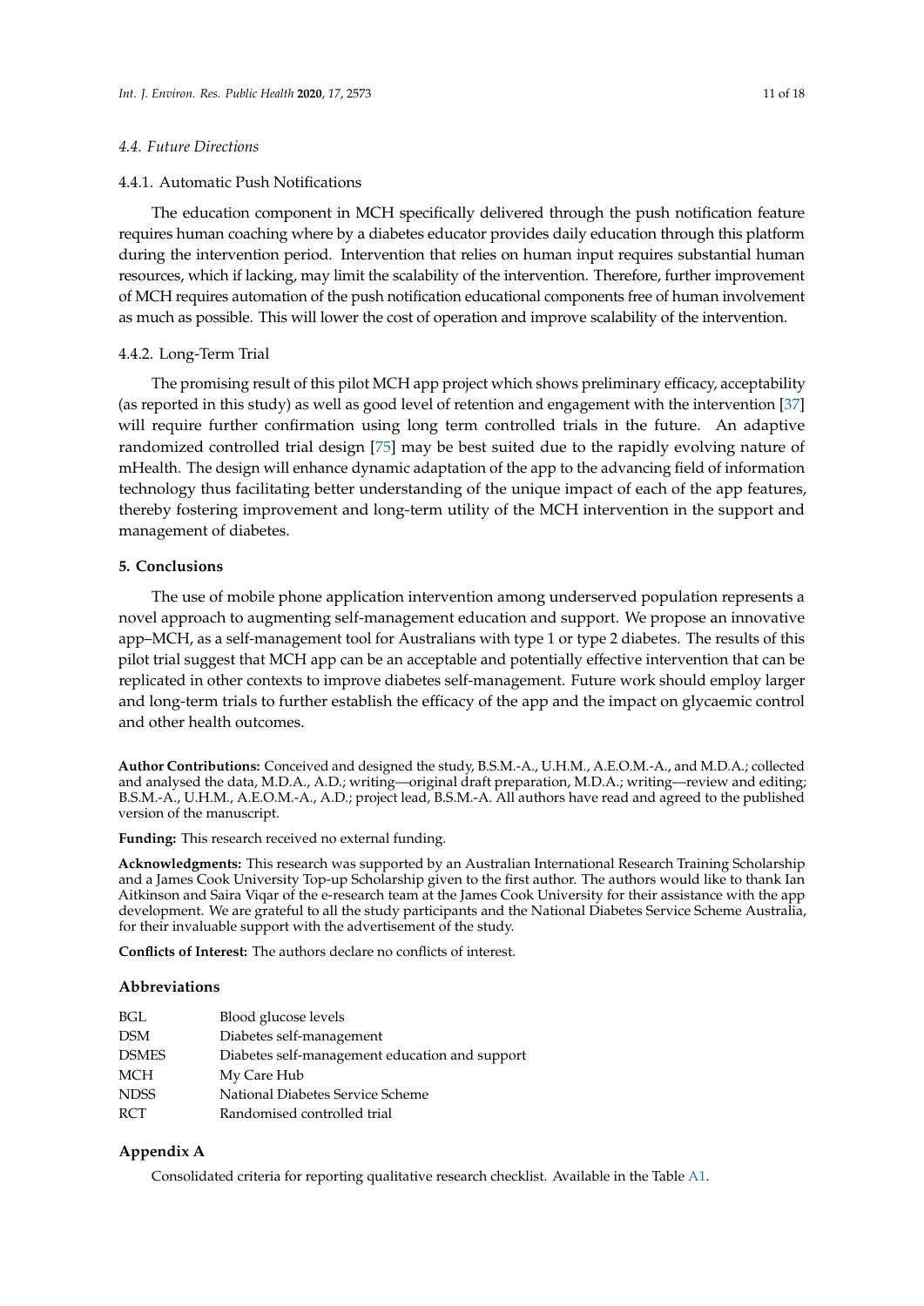### 4.4. Future Directions

#### 4.4.1. Automatic Push Notifications

The education component in MCH specifically delivered through the push notification feature requires human coaching where by a diabetes educator provides daily education through this platform during the intervention period. Intervention that relies on human input requires substantial human resources, which if lacking, may limit the scalability of the intervention. Therefore, further improvement of MCH requires automation of the push notification educational components free of human involvement as much as possible. This will lower the cost of operation and improve scalability of the intervention.

#### 4.4.2. Long-Term Trial

The promising result of this pilot MCH app project which shows preliminary efficacy, acceptability (as reported in this study) as well as good level of retention and engagement with the intervention [37] will require further confirmation using long term controlled trials in the future. An adaptive randomized controlled trial design [75] may be best suited due to the rapidly evolving nature of mHealth. The design will enhance dynamic adaptation of the app to the advancing field of information technology thus facilitating better understanding of the unique impact of each of the app features, thereby fostering improvement and long-term utility of the MCH intervention in the support and management of diabetes.

## 5. Conclusions

The use of mobile phone application intervention among underserved population represents a novel approach to augmenting self-management education and support. We propose an innovative app–MCH, as a self-management tool for Australians with type 1 or type 2 diabetes. The results of this pilot trial suggest that MCH app can be an acceptable and potentially effective intervention that can be replicated in other contexts to improve diabetes self-management. Future work should employ larger and long-term trials to further establish the efficacy of the app and the impact on glycaemic control and other health outcomes.

**Author Contributions:** Conceived and designed the study, B.S.M.-A., U.H.M., A.E.O.M.-A., and M.D.A.; collected and analysed the data, M.D.A., A.D.; writing—original draft preparation, M.D.A.; writing—review and editing; B.S.M.-A., U.H.M., A.E.O.M.-A., A.D.; project lead, B.S.M.-A. All authors have read and agreed to the published version of the manuscript.

**Funding:** This research received no external funding.

**Acknowledgments:** This research was supported by an Australian International Research Training Scholarship and a James Cook University Top-up Scholarship given to the first author. The authors would like to thank Ian Aitkinson and Saira Viqar of the e-research team at the James Cook University for their assistance with the app development. We are grateful to all the study participants and the National Diabetes Service Scheme Australia, for their invaluable support with the advertisement of the study.

**Conflicts of Interest:** The authors declare no conflicts of interest.

## Abbreviations

| | |
|---|---|
| BGL | Blood glucose levels |
| DSM | Diabetes self-management |
| DSMES | Diabetes self-management education and support |
| MCH | My Care Hub |
| NDSS | National Diabetes Service Scheme |
| RCT | Randomised controlled trial |

## Appendix A

Consolidated criteria for reporting qualitative research checklist. Available in the Table A1.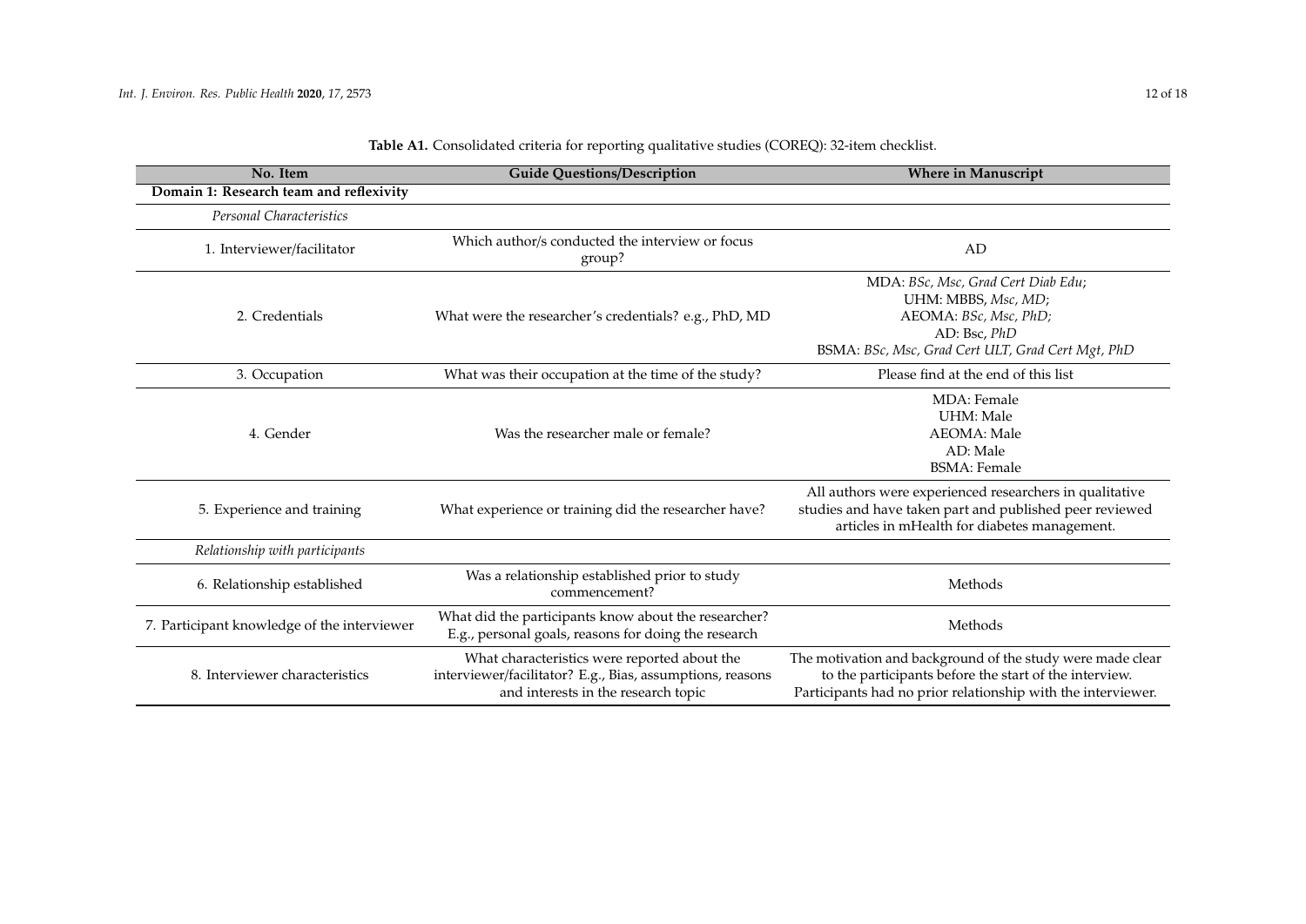**Table A1.** Consolidated criteria for reporting qualitative studies (COREQ): 32-item checklist.

| No. Item | Guide Questions/Description | Where in Manuscript |
|---|---|---|
| **Domain 1: Research team and reflexivity** | | |
| *Personal Characteristics* | | |
| 1. Interviewer/facilitator | Which author/s conducted the interview or focus group? | AD |
| 2. Credentials | What were the researcher's credentials? e.g., PhD, MD | MDA: *BSc, Msc, Grad Cert Diab Edu*; UHM: MBBS, *Msc, MD*; AEOMA: *BSc, Msc, PhD;* AD: Bsc, *PhD* BSMA: *BSc, Msc, Grad Cert ULT, Grad Cert Mgt, PhD* |
| 3. Occupation | What was their occupation at the time of the study? | Please find at the end of this list |
| 4. Gender | Was the researcher male or female? | MDA: Female UHM: Male AEOMA: Male AD: Male BSMA: Female |
| 5. Experience and training | What experience or training did the researcher have? | All authors were experienced researchers in qualitative studies and have taken part and published peer reviewed articles in mHealth for diabetes management. |
| *Relationship with participants* | | |
| 6. Relationship established | Was a relationship established prior to study commencement? | Methods |
| 7. Participant knowledge of the interviewer | What did the participants know about the researcher? E.g., personal goals, reasons for doing the research | Methods |
| 8. Interviewer characteristics | What characteristics were reported about the interviewer/facilitator? E.g., Bias, assumptions, reasons and interests in the research topic | The motivation and background of the study were made clear to the participants before the start of the interview. Participants had no prior relationship with the interviewer. |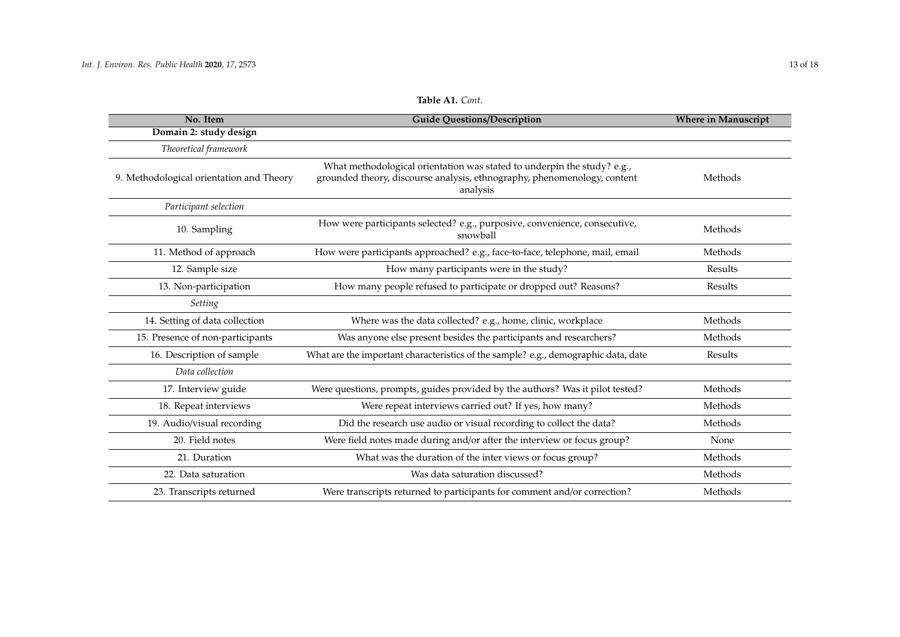**Table A1.** *Cont.*

| No. Item | Guide Questions/Description | Where in Manuscript |
| --- | --- | --- |
| **Domain 2: study design** | | |
| *Theoretical framework* | | |
| 9. Methodological orientation and Theory | What methodological orientation was stated to underpin the study? e.g., grounded theory, discourse analysis, ethnography, phenomenology, content analysis | Methods |
| *Participant selection* | | |
| 10. Sampling | How were participants selected? e.g., purposive, convenience, consecutive, snowball | Methods |
| 11. Method of approach | How were participants approached? e.g., face-to-face, telephone, mail, email | Methods |
| 12. Sample size | How many participants were in the study? | Results |
| 13. Non-participation | How many people refused to participate or dropped out? Reasons? | Results |
| *Setting* | | |
| 14. Setting of data collection | Where was the data collected? e.g., home, clinic, workplace | Methods |
| 15. Presence of non-participants | Was anyone else present besides the participants and researchers? | Methods |
| 16. Description of sample | What are the important characteristics of the sample? e.g., demographic data, date | Results |
| *Data collection* | | |
| 17. Interview guide | Were questions, prompts, guides provided by the authors? Was it pilot tested? | Methods |
| 18. Repeat interviews | Were repeat interviews carried out? If yes, how many? | Methods |
| 19. Audio/visual recording | Did the research use audio or visual recording to collect the data? | Methods |
| 20. Field notes | Were field notes made during and/or after the interview or focus group? | None |
| 21. Duration | What was the duration of the inter views or focus group? | Methods |
| 22. Data saturation | Was data saturation discussed? | Methods |
| 23. Transcripts returned | Were transcripts returned to participants for comment and/or correction? | Methods |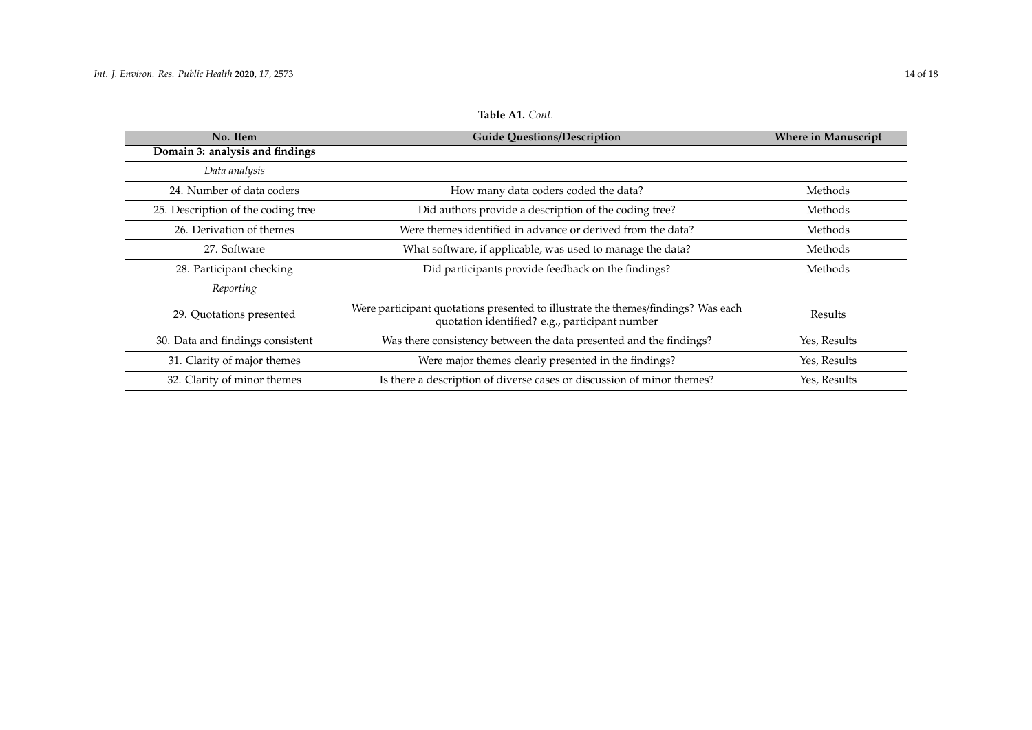**Table A1.** *Cont.*

| No. Item | Guide Questions/Description | Where in Manuscript |
|---|---|---|
| **Domain 3: analysis and findings** | | |
| *Data analysis* | | |
| 24. Number of data coders | How many data coders coded the data? | Methods |
| 25. Description of the coding tree | Did authors provide a description of the coding tree? | Methods |
| 26. Derivation of themes | Were themes identified in advance or derived from the data? | Methods |
| 27. Software | What software, if applicable, was used to manage the data? | Methods |
| 28. Participant checking | Did participants provide feedback on the findings? | Methods |
| *Reporting* | | |
| 29. Quotations presented | Were participant quotations presented to illustrate the themes/findings? Was each quotation identified? e.g., participant number | Results |
| 30. Data and findings consistent | Was there consistency between the data presented and the findings? | Yes, Results |
| 31. Clarity of major themes | Were major themes clearly presented in the findings? | Yes, Results |
| 32. Clarity of minor themes | Is there a description of diverse cases or discussion of minor themes? | Yes, Results |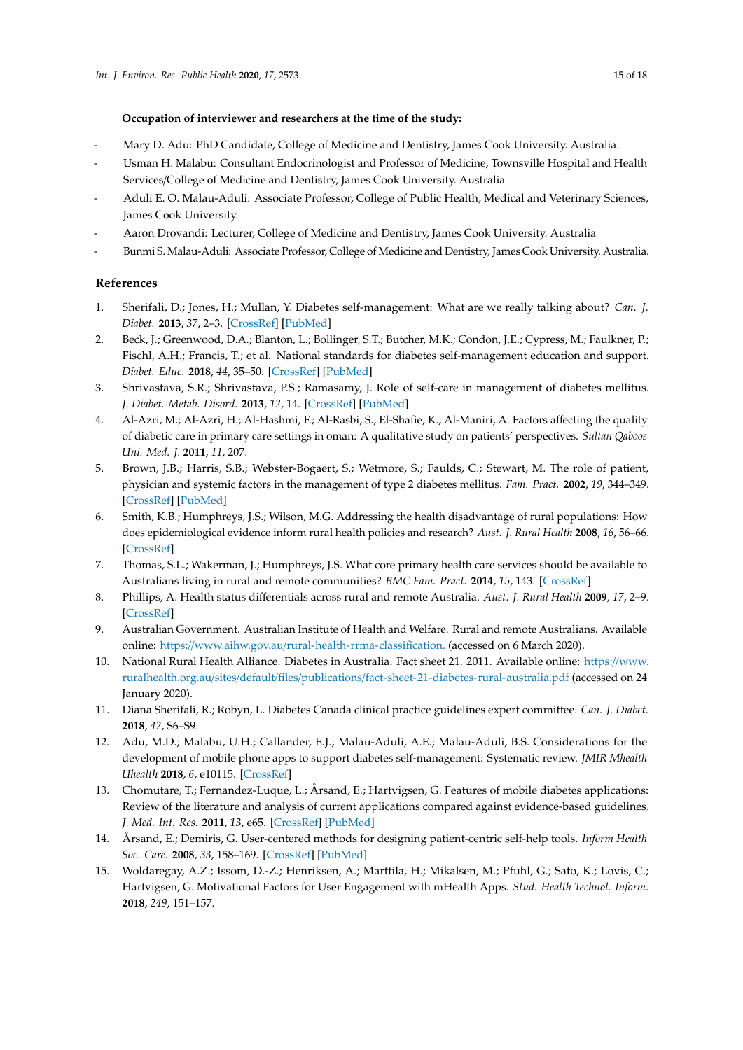**Occupation of interviewer and researchers at the time of the study:**

- Mary D. Adu: PhD Candidate, College of Medicine and Dentistry, James Cook University. Australia.
- Usman H. Malabu: Consultant Endocrinologist and Professor of Medicine, Townsville Hospital and Health Services/College of Medicine and Dentistry, James Cook University. Australia
- Aduli E. O. Malau-Aduli: Associate Professor, College of Public Health, Medical and Veterinary Sciences, James Cook University.
- Aaron Drovandi: Lecturer, College of Medicine and Dentistry, James Cook University. Australia
- Bunmi S. Malau-Aduli: Associate Professor, College of Medicine and Dentistry, James Cook University. Australia.

## References

1. Sherifali, D.; Jones, H.; Mullan, Y. Diabetes self-management: What are we really talking about? *Can. J. Diabet.* **2013**, *37*, 2–3. [CrossRef] [PubMed]
2. Beck, J.; Greenwood, D.A.; Blanton, L.; Bollinger, S.T.; Butcher, M.K.; Condon, J.E.; Cypress, M.; Faulkner, P.; Fischl, A.H.; Francis, T.; et al. National standards for diabetes self-management education and support. *Diabet. Educ.* **2018**, *44*, 35–50. [CrossRef] [PubMed]
3. Shrivastava, S.R.; Shrivastava, P.S.; Ramasamy, J. Role of self-care in management of diabetes mellitus. *J. Diabet. Metab. Disord.* **2013**, *12*, 14. [CrossRef] [PubMed]
4. Al-Azri, M.; Al-Azri, H.; Al-Hashmi, F.; Al-Rasbi, S.; El-Shafie, K.; Al-Maniri, A. Factors affecting the quality of diabetic care in primary care settings in oman: A qualitative study on patients' perspectives. *Sultan Qaboos Uni. Med. J.* **2011**, *11*, 207.
5. Brown, J.B.; Harris, S.B.; Webster-Bogaert, S.; Wetmore, S.; Faulds, C.; Stewart, M. The role of patient, physician and systemic factors in the management of type 2 diabetes mellitus. *Fam. Pract.* **2002**, *19*, 344–349. [CrossRef] [PubMed]
6. Smith, K.B.; Humphreys, J.S.; Wilson, M.G. Addressing the health disadvantage of rural populations: How does epidemiological evidence inform rural health policies and research? *Aust. J. Rural Health* **2008**, *16*, 56–66. [CrossRef]
7. Thomas, S.L.; Wakerman, J.; Humphreys, J.S. What core primary health care services should be available to Australians living in rural and remote communities? *BMC Fam. Pract.* **2014**, *15*, 143. [CrossRef]
8. Phillips, A. Health status differentials across rural and remote Australia. *Aust. J. Rural Health* **2009**, *17*, 2–9. [CrossRef]
9. Australian Government. Australian Institute of Health and Welfare. Rural and remote Australians. Available online: https://www.aihw.gov.au/rural-health-rrma-classification. (accessed on 6 March 2020).
10. National Rural Health Alliance. Diabetes in Australia. Fact sheet 21. 2011. Available online: https://www.ruralhealth.org.au/sites/default/files/publications/fact-sheet-21-diabetes-rural-australia.pdf (accessed on 24 January 2020).
11. Diana Sherifali, R.; Robyn, L. Diabetes Canada clinical practice guidelines expert committee. *Can. J. Diabet.* **2018**, *42*, S6–S9.
12. Adu, M.D.; Malabu, U.H.; Callander, E.J.; Malau-Aduli, A.E.; Malau-Aduli, B.S. Considerations for the development of mobile phone apps to support diabetes self-management: Systematic review. *JMIR Mhealth Uhealth* **2018**, *6*, e10115. [CrossRef]
13. Chomutare, T.; Fernandez-Luque, L.; Årsand, E.; Hartvigsen, G. Features of mobile diabetes applications: Review of the literature and analysis of current applications compared against evidence-based guidelines. *J. Med. Int. Res.* **2011**, *13*, e65. [CrossRef] [PubMed]
14. Årsand, E.; Demiris, G. User-centered methods for designing patient-centric self-help tools. *Inform Health Soc. Care.* **2008**, *33*, 158–169. [CrossRef] [PubMed]
15. Woldaregay, A.Z.; Issom, D.-Z.; Henriksen, A.; Marttila, H.; Mikalsen, M.; Pfuhl, G.; Sato, K.; Lovis, C.; Hartvigsen, G. Motivational Factors for User Engagement with mHealth Apps. *Stud. Health Technol. Inform.* **2018**, *249*, 151–157.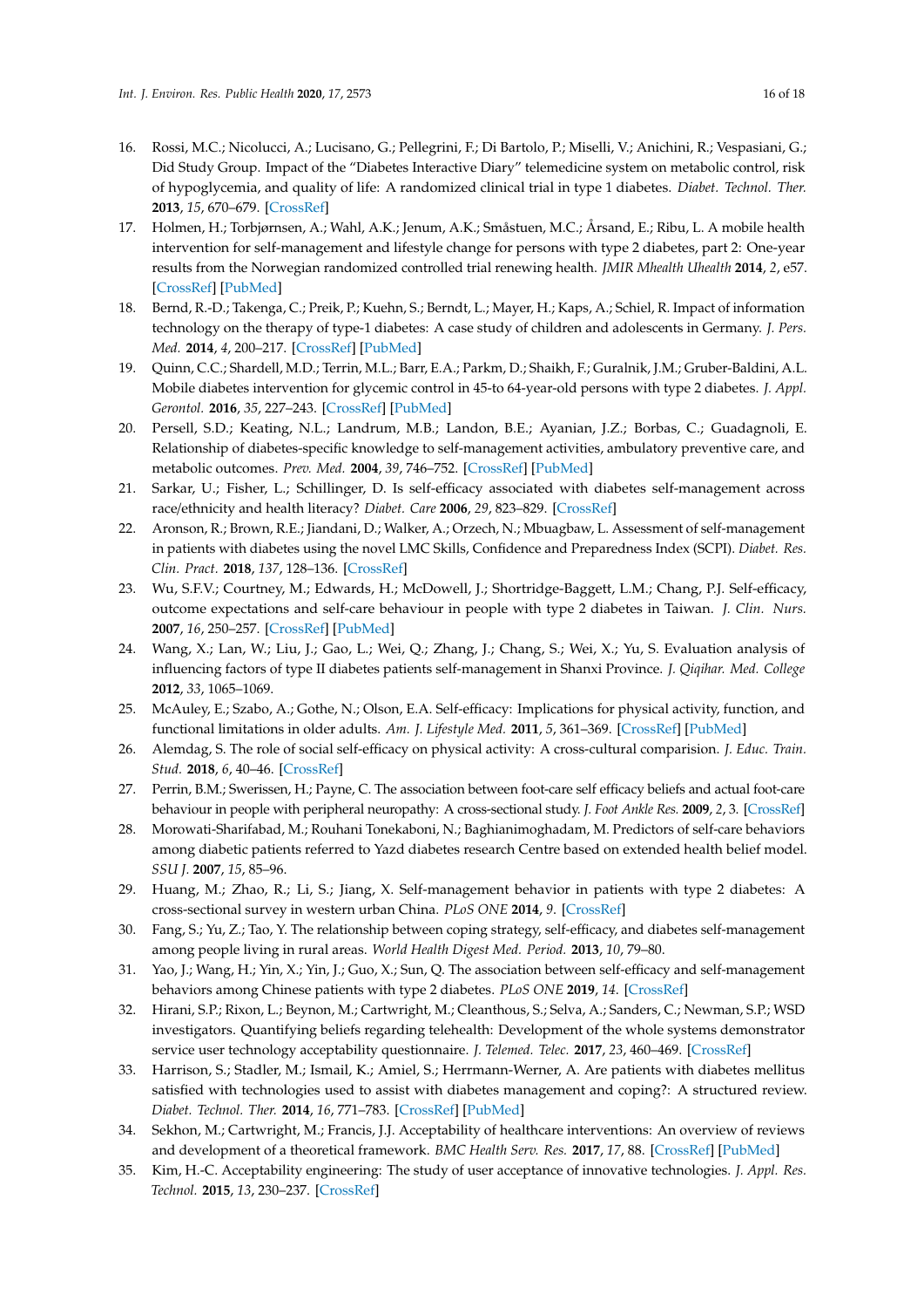16. Rossi, M.C.; Nicolucci, A.; Lucisano, G.; Pellegrini, F.; Di Bartolo, P.; Miselli, V.; Anichini, R.; Vespasiani, G.; Did Study Group. Impact of the "Diabetes Interactive Diary" telemedicine system on metabolic control, risk of hypoglycemia, and quality of life: A randomized clinical trial in type 1 diabetes. *Diabet. Technol. Ther.* **2013**, *15*, 670–679. [CrossRef]
17. Holmen, H.; Torbjørnsen, A.; Wahl, A.K.; Jenum, A.K.; Småstuen, M.C.; Årsand, E.; Ribu, L. A mobile health intervention for self-management and lifestyle change for persons with type 2 diabetes, part 2: One-year results from the Norwegian randomized controlled trial renewing health. *JMIR Mhealth Uhealth* **2014**, *2*, e57. [CrossRef] [PubMed]
18. Bernd, R.-D.; Takenga, C.; Preik, P.; Kuehn, S.; Berndt, L.; Mayer, H.; Kaps, A.; Schiel, R. Impact of information technology on the therapy of type-1 diabetes: A case study of children and adolescents in Germany. *J. Pers. Med.* **2014**, *4*, 200–217. [CrossRef] [PubMed]
19. Quinn, C.C.; Shardell, M.D.; Terrin, M.L.; Barr, E.A.; Parkm, D.; Shaikh, F.; Guralnik, J.M.; Gruber-Baldini, A.L. Mobile diabetes intervention for glycemic control in 45-to 64-year-old persons with type 2 diabetes. *J. Appl. Gerontol.* **2016**, *35*, 227–243. [CrossRef] [PubMed]
20. Persell, S.D.; Keating, N.L.; Landrum, M.B.; Landon, B.E.; Ayanian, J.Z.; Borbas, C.; Guadagnoli, E. Relationship of diabetes-specific knowledge to self-management activities, ambulatory preventive care, and metabolic outcomes. *Prev. Med.* **2004**, *39*, 746–752. [CrossRef] [PubMed]
21. Sarkar, U.; Fisher, L.; Schillinger, D. Is self-efficacy associated with diabetes self-management across race/ethnicity and health literacy? *Diabet. Care* **2006**, *29*, 823–829. [CrossRef]
22. Aronson, R.; Brown, R.E.; Jiandani, D.; Walker, A.; Orzech, N.; Mbuagbaw, L. Assessment of self-management in patients with diabetes using the novel LMC Skills, Confidence and Preparedness Index (SCPI). *Diabet. Res. Clin. Pract.* **2018**, *137*, 128–136. [CrossRef]
23. Wu, S.F.V.; Courtney, M.; Edwards, H.; McDowell, J.; Shortridge-Baggett, L.M.; Chang, P.J. Self-efficacy, outcome expectations and self-care behaviour in people with type 2 diabetes in Taiwan. *J. Clin. Nurs.* **2007**, *16*, 250–257. [CrossRef] [PubMed]
24. Wang, X.; Lan, W.; Liu, J.; Gao, L.; Wei, Q.; Zhang, J.; Chang, S.; Wei, X.; Yu, S. Evaluation analysis of influencing factors of type II diabetes patients self-management in Shanxi Province. *J. Qiqihar. Med. College* **2012**, *33*, 1065–1069.
25. McAuley, E.; Szabo, A.; Gothe, N.; Olson, E.A. Self-efficacy: Implications for physical activity, function, and functional limitations in older adults. *Am. J. Lifestyle Med.* **2011**, *5*, 361–369. [CrossRef] [PubMed]
26. Alemdag, S. The role of social self-efficacy on physical activity: A cross-cultural comparision. *J. Educ. Train. Stud.* **2018**, *6*, 40–46. [CrossRef]
27. Perrin, B.M.; Swerissen, H.; Payne, C. The association between foot-care self efficacy beliefs and actual foot-care behaviour in people with peripheral neuropathy: A cross-sectional study. *J. Foot Ankle Res.* **2009**, *2*, 3. [CrossRef]
28. Morowati-Sharifabad, M.; Rouhani Tonekaboni, N.; Baghianimoghadam, M. Predictors of self-care behaviors among diabetic patients referred to Yazd diabetes research Centre based on extended health belief model. *SSU J.* **2007**, *15*, 85–96.
29. Huang, M.; Zhao, R.; Li, S.; Jiang, X. Self-management behavior in patients with type 2 diabetes: A cross-sectional survey in western urban China. *PLoS ONE* **2014**, *9*. [CrossRef]
30. Fang, S.; Yu, Z.; Tao, Y. The relationship between coping strategy, self-efficacy, and diabetes self-management among people living in rural areas. *World Health Digest Med. Period.* **2013**, *10*, 79–80.
31. Yao, J.; Wang, H.; Yin, X.; Yin, J.; Guo, X.; Sun, Q. The association between self-efficacy and self-management behaviors among Chinese patients with type 2 diabetes. *PLoS ONE* **2019**, *14*. [CrossRef]
32. Hirani, S.P.; Rixon, L.; Beynon, M.; Cartwright, M.; Cleanthous, S.; Selva, A.; Sanders, C.; Newman, S.P.; WSD investigators. Quantifying beliefs regarding telehealth: Development of the whole systems demonstrator service user technology acceptability questionnaire. *J. Telemed. Telec.* **2017**, *23*, 460–469. [CrossRef]
33. Harrison, S.; Stadler, M.; Ismail, K.; Amiel, S.; Herrmann-Werner, A. Are patients with diabetes mellitus satisfied with technologies used to assist with diabetes management and coping?: A structured review. *Diabet. Technol. Ther.* **2014**, *16*, 771–783. [CrossRef] [PubMed]
34. Sekhon, M.; Cartwright, M.; Francis, J.J. Acceptability of healthcare interventions: An overview of reviews and development of a theoretical framework. *BMC Health Serv. Res.* **2017**, *17*, 88. [CrossRef] [PubMed]
35. Kim, H.-C. Acceptability engineering: The study of user acceptance of innovative technologies. *J. Appl. Res. Technol.* **2015**, *13*, 230–237. [CrossRef]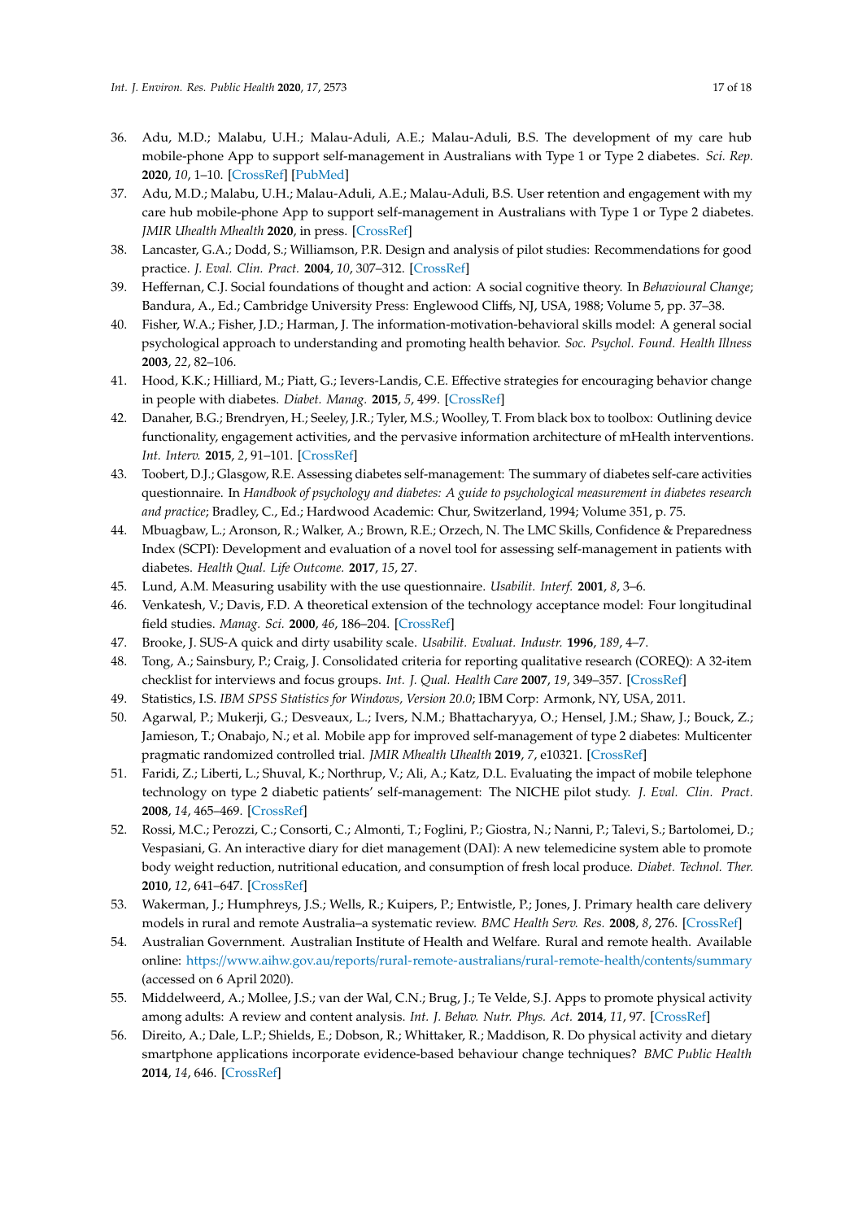36. Adu, M.D.; Malabu, U.H.; Malau-Aduli, A.E.; Malau-Aduli, B.S. The development of my care hub mobile-phone App to support self-management in Australians with Type 1 or Type 2 diabetes. *Sci. Rep.* **2020**, *10*, 1–10. [CrossRef] [PubMed]
37. Adu, M.D.; Malabu, U.H.; Malau-Aduli, A.E.; Malau-Aduli, B.S. User retention and engagement with my care hub mobile-phone App to support self-management in Australians with Type 1 or Type 2 diabetes. *JMIR Uhealth Mhealth* **2020**, in press. [CrossRef]
38. Lancaster, G.A.; Dodd, S.; Williamson, P.R. Design and analysis of pilot studies: Recommendations for good practice. *J. Eval. Clin. Pract.* **2004**, *10*, 307–312. [CrossRef]
39. Heffernan, C.J. Social foundations of thought and action: A social cognitive theory. In *Behavioural Change*; Bandura, A., Ed.; Cambridge University Press: Englewood Cliffs, NJ, USA, 1988; Volume 5, pp. 37–38.
40. Fisher, W.A.; Fisher, J.D.; Harman, J. The information-motivation-behavioral skills model: A general social psychological approach to understanding and promoting health behavior. *Soc. Psychol. Found. Health Illness* **2003**, *22*, 82–106.
41. Hood, K.K.; Hilliard, M.; Piatt, G.; Ievers-Landis, C.E. Effective strategies for encouraging behavior change in people with diabetes. *Diabet. Manag.* **2015**, *5*, 499. [CrossRef]
42. Danaher, B.G.; Brendryen, H.; Seeley, J.R.; Tyler, M.S.; Woolley, T. From black box to toolbox: Outlining device functionality, engagement activities, and the pervasive information architecture of mHealth interventions. *Int. Interv.* **2015**, *2*, 91–101. [CrossRef]
43. Toobert, D.J.; Glasgow, R.E. Assessing diabetes self-management: The summary of diabetes self-care activities questionnaire. In *Handbook of psychology and diabetes: A guide to psychological measurement in diabetes research and practice*; Bradley, C., Ed.; Hardwood Academic: Chur, Switzerland, 1994; Volume 351, p. 75.
44. Mbuagbaw, L.; Aronson, R.; Walker, A.; Brown, R.E.; Orzech, N. The LMC Skills, Confidence & Preparedness Index (SCPI): Development and evaluation of a novel tool for assessing self-management in patients with diabetes. *Health Qual. Life Outcome.* **2017**, *15*, 27.
45. Lund, A.M. Measuring usability with the use questionnaire. *Usabilit. Interf.* **2001**, *8*, 3–6.
46. Venkatesh, V.; Davis, F.D. A theoretical extension of the technology acceptance model: Four longitudinal field studies. *Manag. Sci.* **2000**, *46*, 186–204. [CrossRef]
47. Brooke, J. SUS-A quick and dirty usability scale. *Usabilit. Evaluat. Industr.* **1996**, *189*, 4–7.
48. Tong, A.; Sainsbury, P.; Craig, J. Consolidated criteria for reporting qualitative research (COREQ): A 32-item checklist for interviews and focus groups. *Int. J. Qual. Health Care* **2007**, *19*, 349–357. [CrossRef]
49. Statistics, I.S. *IBM SPSS Statistics for Windows, Version 20.0*; IBM Corp: Armonk, NY, USA, 2011.
50. Agarwal, P.; Mukerji, G.; Desveaux, L.; Ivers, N.M.; Bhattacharyya, O.; Hensel, J.M.; Shaw, J.; Bouck, Z.; Jamieson, T.; Onabajo, N.; et al. Mobile app for improved self-management of type 2 diabetes: Multicenter pragmatic randomized controlled trial. *JMIR Mhealth Uhealth* **2019**, *7*, e10321. [CrossRef]
51. Faridi, Z.; Liberti, L.; Shuval, K.; Northrup, V.; Ali, A.; Katz, D.L. Evaluating the impact of mobile telephone technology on type 2 diabetic patients' self-management: The NICHE pilot study. *J. Eval. Clin. Pract.* **2008**, *14*, 465–469. [CrossRef]
52. Rossi, M.C.; Perozzi, C.; Consorti, C.; Almonti, T.; Foglini, P.; Giostra, N.; Nanni, P.; Talevi, S.; Bartolomei, D.; Vespasiani, G. An interactive diary for diet management (DAI): A new telemedicine system able to promote body weight reduction, nutritional education, and consumption of fresh local produce. *Diabet. Technol. Ther.* **2010**, *12*, 641–647. [CrossRef]
53. Wakerman, J.; Humphreys, J.S.; Wells, R.; Kuipers, P.; Entwistle, P.; Jones, J. Primary health care delivery models in rural and remote Australia–a systematic review. *BMC Health Serv. Res.* **2008**, *8*, 276. [CrossRef]
54. Australian Government. Australian Institute of Health and Welfare. Rural and remote health. Available online: https://www.aihw.gov.au/reports/rural-remote-australians/rural-remote-health/contents/summary (accessed on 6 April 2020).
55. Middelweerd, A.; Mollee, J.S.; van der Wal, C.N.; Brug, J.; Te Velde, S.J. Apps to promote physical activity among adults: A review and content analysis. *Int. J. Behav. Nutr. Phys. Act.* **2014**, *11*, 97. [CrossRef]
56. Direito, A.; Dale, L.P.; Shields, E.; Dobson, R.; Whittaker, R.; Maddison, R. Do physical activity and dietary smartphone applications incorporate evidence-based behaviour change techniques? *BMC Public Health* **2014**, *14*, 646. [CrossRef]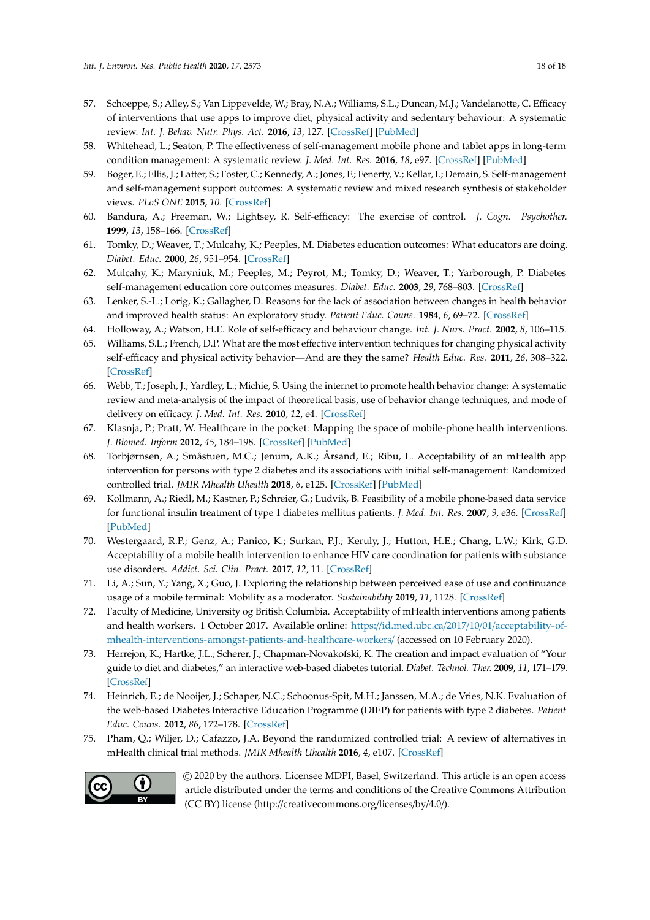57. Schoeppe, S.; Alley, S.; Van Lippevelde, W.; Bray, N.A.; Williams, S.L.; Duncan, M.J.; Vandelanotte, C. Efficacy of interventions that use apps to improve diet, physical activity and sedentary behaviour: A systematic review. *Int. J. Behav. Nutr. Phys. Act.* **2016**, *13*, 127. [CrossRef] [PubMed]
58. Whitehead, L.; Seaton, P. The effectiveness of self-management mobile phone and tablet apps in long-term condition management: A systematic review. *J. Med. Int. Res.* **2016**, *18*, e97. [CrossRef] [PubMed]
59. Boger, E.; Ellis, J.; Latter, S.; Foster, C.; Kennedy, A.; Jones, F.; Fenerty, V.; Kellar, I.; Demain, S. Self-management and self-management support outcomes: A systematic review and mixed research synthesis of stakeholder views. *PLoS ONE* **2015**, *10*. [CrossRef]
60. Bandura, A.; Freeman, W.; Lightsey, R. Self-efficacy: The exercise of control. *J. Cogn. Psychother.* **1999**, *13*, 158–166. [CrossRef]
61. Tomky, D.; Weaver, T.; Mulcahy, K.; Peeples, M. Diabetes education outcomes: What educators are doing. *Diabet. Educ.* **2000**, *26*, 951–954. [CrossRef]
62. Mulcahy, K.; Maryniuk, M.; Peeples, M.; Peyrot, M.; Tomky, D.; Weaver, T.; Yarborough, P. Diabetes self-management education core outcomes measures. *Diabet. Educ.* **2003**, *29*, 768–803. [CrossRef]
63. Lenker, S.-L.; Lorig, K.; Gallagher, D. Reasons for the lack of association between changes in health behavior and improved health status: An exploratory study. *Patient Educ. Couns.* **1984**, *6*, 69–72. [CrossRef]
64. Holloway, A.; Watson, H.E. Role of self-efficacy and behaviour change. *Int. J. Nurs. Pract.* **2002**, *8*, 106–115.
65. Williams, S.L.; French, D.P. What are the most effective intervention techniques for changing physical activity self-efficacy and physical activity behavior—And are they the same? *Health Educ. Res.* **2011**, *26*, 308–322. [CrossRef]
66. Webb, T.; Joseph, J.; Yardley, L.; Michie, S. Using the internet to promote health behavior change: A systematic review and meta-analysis of the impact of theoretical basis, use of behavior change techniques, and mode of delivery on efficacy. *J. Med. Int. Res.* **2010**, *12*, e4. [CrossRef]
67. Klasnja, P.; Pratt, W. Healthcare in the pocket: Mapping the space of mobile-phone health interventions. *J. Biomed. Inform* **2012**, *45*, 184–198. [CrossRef] [PubMed]
68. Torbjørnsen, A.; Småstuen, M.C.; Jenum, A.K.; Årsand, E.; Ribu, L. Acceptability of an mHealth app intervention for persons with type 2 diabetes and its associations with initial self-management: Randomized controlled trial. *JMIR Mhealth Uhealth* **2018**, *6*, e125. [CrossRef] [PubMed]
69. Kollmann, A.; Riedl, M.; Kastner, P.; Schreier, G.; Ludvik, B. Feasibility of a mobile phone-based data service for functional insulin treatment of type 1 diabetes mellitus patients. *J. Med. Int. Res.* **2007**, *9*, e36. [CrossRef] [PubMed]
70. Westergaard, R.P.; Genz, A.; Panico, K.; Surkan, P.J.; Keruly, J.; Hutton, H.E.; Chang, L.W.; Kirk, G.D. Acceptability of a mobile health intervention to enhance HIV care coordination for patients with substance use disorders. *Addict. Sci. Clin. Pract.* **2017**, *12*, 11. [CrossRef]
71. Li, A.; Sun, Y.; Yang, X.; Guo, J. Exploring the relationship between perceived ease of use and continuance usage of a mobile terminal: Mobility as a moderator. *Sustainability* **2019**, *11*, 1128. [CrossRef]
72. Faculty of Medicine, University og British Columbia. Acceptability of mHealth interventions among patients and health workers. 1 October 2017. Available online: https://id.med.ubc.ca/2017/10/01/acceptability-of-mhealth-interventions-amongst-patients-and-healthcare-workers/ (accessed on 10 February 2020).
73. Herrejon, K.; Hartke, J.L.; Scherer, J.; Chapman-Novakofski, K. The creation and impact evaluation of "Your guide to diet and diabetes," an interactive web-based diabetes tutorial. *Diabet. Technol. Ther.* **2009**, *11*, 171–179. [CrossRef]
74. Heinrich, E.; de Nooijer, J.; Schaper, N.C.; Schoonus-Spit, M.H.; Janssen, M.A.; de Vries, N.K. Evaluation of the web-based Diabetes Interactive Education Programme (DIEP) for patients with type 2 diabetes. *Patient Educ. Couns.* **2012**, *86*, 172–178. [CrossRef]
75. Pham, Q.; Wiljer, D.; Cafazzo, J.A. Beyond the randomized controlled trial: A review of alternatives in mHealth clinical trial methods. *JMIR Mhealth Uhealth* **2016**, *4*, e107. [CrossRef]

© 2020 by the authors. Licensee MDPI, Basel, Switzerland. This article is an open access article distributed under the terms and conditions of the Creative Commons Attribution (CC BY) license (http://creativecommons.org/licenses/by/4.0/).